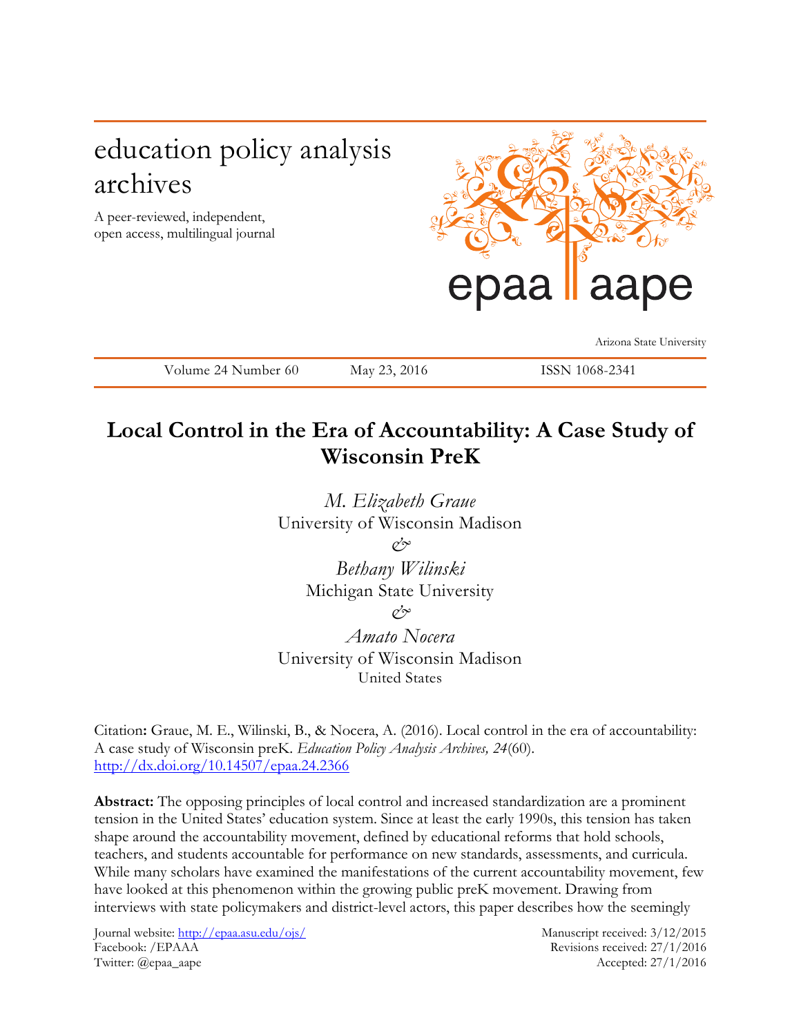education policy analysis archives

A peer-reviewed, independent, open access, multilingual journal

epaa aape

Arizona State University

Volume 24 Number 60 | May 23, 2016 | ISSN 1068-2341

# Local Control in the Era of Accountability: A Case Study of Wisconsin PreK

*M. Elizabeth Graue*
University of Wisconsin Madison
&
*Bethany Wilinski*
Michigan State University
&
*Amato Nocera*
University of Wisconsin Madison
United States

Citation**:** Graue, M. E., Wilinski, B., & Nocera, A. (2016). Local control in the era of accountability: A case study of Wisconsin preK. *Education Policy Analysis Archives, 24*(60). http://dx.doi.org/10.14507/epaa.24.2366

**Abstract:** The opposing principles of local control and increased standardization are a prominent tension in the United States' education system. Since at least the early 1990s, this tension has taken shape around the accountability movement, defined by educational reforms that hold schools, teachers, and students accountable for performance on new standards, assessments, and curricula. While many scholars have examined the manifestations of the current accountability movement, few have looked at this phenomenon within the growing public preK movement. Drawing from interviews with state policymakers and district-level actors, this paper describes how the seemingly

Journal website: http://epaa.asu.edu/ojs/
Facebook: /EPAAA
Twitter: @epaa_aape

Manuscript received: 3/12/2015
Revisions received: 27/1/2016
Accepted: 27/1/2016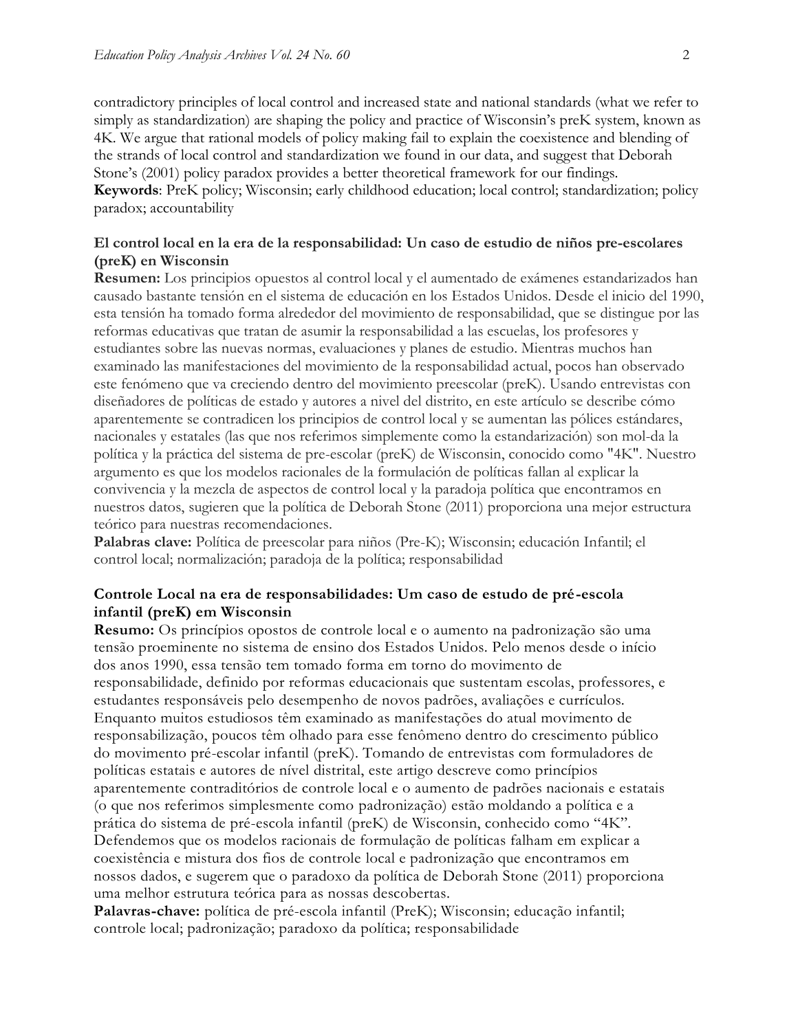contradictory principles of local control and increased state and national standards (what we refer to simply as standardization) are shaping the policy and practice of Wisconsin's preK system, known as 4K. We argue that rational models of policy making fail to explain the coexistence and blending of the strands of local control and standardization we found in our data, and suggest that Deborah Stone's (2001) policy paradox provides a better theoretical framework for our findings.
**Keywords**: PreK policy; Wisconsin; early childhood education; local control; standardization; policy paradox; accountability

### El control local en la era de la responsabilidad: Un caso de estudio de niños pre-escolares (preK) en Wisconsin

**Resumen:** Los principios opuestos al control local y el aumentado de exámenes estandarizados han causado bastante tensión en el sistema de educación en los Estados Unidos. Desde el inicio del 1990, esta tensión ha tomado forma alrededor del movimiento de responsabilidad, que se distingue por las reformas educativas que tratan de asumir la responsabilidad a las escuelas, los profesores y estudiantes sobre las nuevas normas, evaluaciones y planes de estudio. Mientras muchos han examinado las manifestaciones del movimiento de la responsabilidad actual, pocos han observado este fenómeno que va creciendo dentro del movimiento preescolar (preK). Usando entrevistas con diseñadores de políticas de estado y autores a nivel del distrito, en este artículo se describe cómo aparentemente se contradicen los principios de control local y se aumentan las pólices estándares, nacionales y estatales (las que nos referimos simplemente como la estandarización) son mol-da la política y la práctica del sistema de pre-escolar (preK) de Wisconsin, conocido como "4K". Nuestro argumento es que los modelos racionales de la formulación de políticas fallan al explicar la convivencia y la mezcla de aspectos de control local y la paradoja política que encontramos en nuestros datos, sugieren que la política de Deborah Stone (2011) proporciona una mejor estructura teórico para nuestras recomendaciones.
**Palabras clave:** Política de preescolar para niños (Pre-K); Wisconsin; educación Infantil; el control local; normalización; paradoja de la política; responsabilidad

### Controle Local na era de responsabilidades: Um caso de estudo de pré-escola infantil (preK) em Wisconsin

**Resumo:** Os princípios opostos de controle local e o aumento na padronização são uma tensão proeminente no sistema de ensino dos Estados Unidos. Pelo menos desde o início dos anos 1990, essa tensão tem tomado forma em torno do movimento de responsabilidade, definido por reformas educacionais que sustentam escolas, professores, e estudantes responsáveis pelo desempenho de novos padrões, avaliações e currículos. Enquanto muitos estudiosos têm examinado as manifestações do atual movimento de responsabilização, poucos têm olhado para esse fenômeno dentro do crescimento público do movimento pré-escolar infantil (preK). Tomando de entrevistas com formuladores de políticas estatais e autores de nível distrital, este artigo descreve como princípios aparentemente contraditórios de controle local e o aumento de padrões nacionais e estatais (o que nos referimos simplesmente como padronização) estão moldando a política e a prática do sistema de pré-escola infantil (preK) de Wisconsin, conhecido como "4K". Defendemos que os modelos racionais de formulação de políticas falham em explicar a coexistência e mistura dos fios de controle local e padronização que encontramos em nossos dados, e sugerem que o paradoxo da política de Deborah Stone (2011) proporciona uma melhor estrutura teórica para as nossas descobertas.
**Palavras-chave:** política de pré-escola infantil (PreK); Wisconsin; educação infantil; controle local; padronização; paradoxo da política; responsabilidade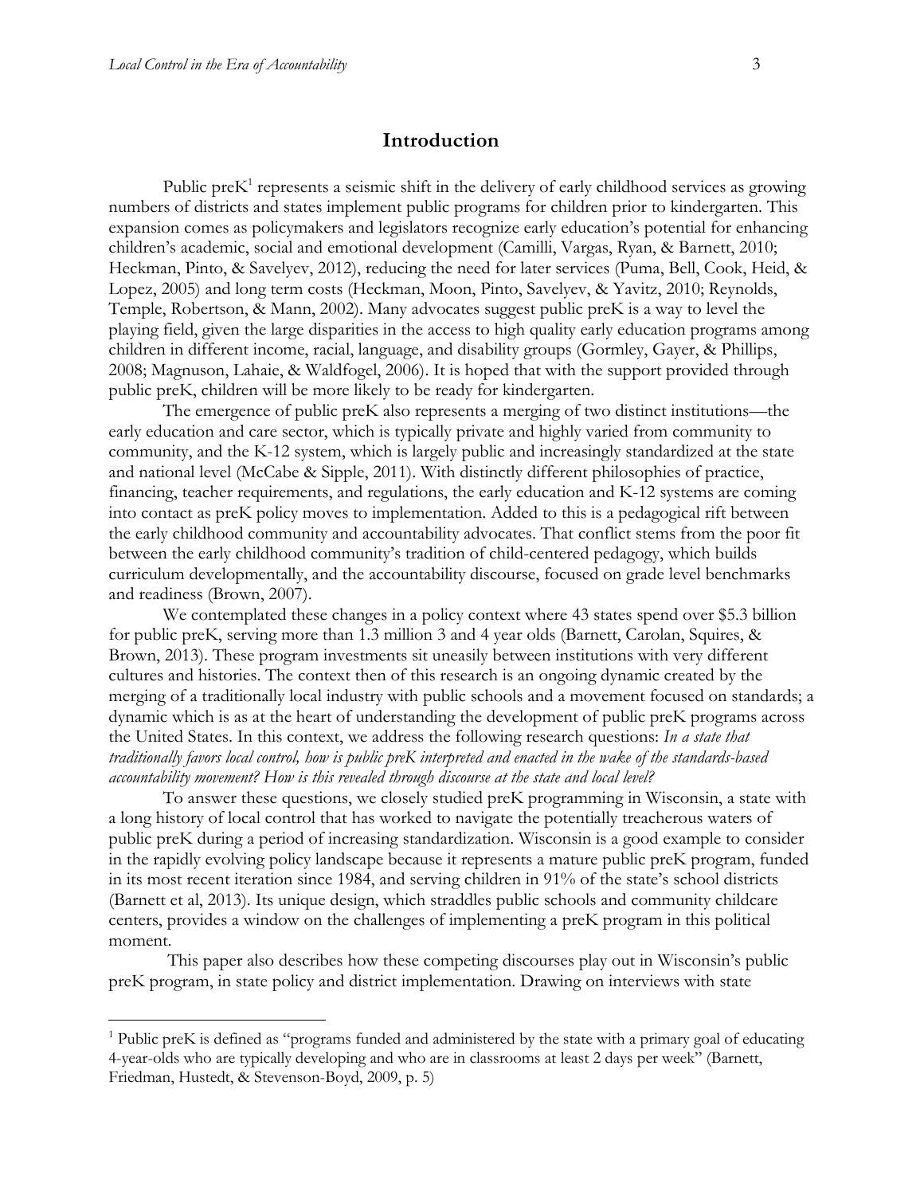## Introduction

Public preK[1] represents a seismic shift in the delivery of early childhood services as growing numbers of districts and states implement public programs for children prior to kindergarten. This expansion comes as policymakers and legislators recognize early education's potential for enhancing children's academic, social and emotional development (Camilli, Vargas, Ryan, & Barnett, 2010; Heckman, Pinto, & Savelyev, 2012), reducing the need for later services (Puma, Bell, Cook, Heid, & Lopez, 2005) and long term costs (Heckman, Moon, Pinto, Savelyev, & Yavitz, 2010; Reynolds, Temple, Robertson, & Mann, 2002). Many advocates suggest public preK is a way to level the playing field, given the large disparities in the access to high quality early education programs among children in different income, racial, language, and disability groups (Gormley, Gayer, & Phillips, 2008; Magnuson, Lahaie, & Waldfogel, 2006). It is hoped that with the support provided through public preK, children will be more likely to be ready for kindergarten.

The emergence of public preK also represents a merging of two distinct institutions—the early education and care sector, which is typically private and highly varied from community to community, and the K-12 system, which is largely public and increasingly standardized at the state and national level (McCabe & Sipple, 2011). With distinctly different philosophies of practice, financing, teacher requirements, and regulations, the early education and K-12 systems are coming into contact as preK policy moves to implementation. Added to this is a pedagogical rift between the early childhood community and accountability advocates. That conflict stems from the poor fit between the early childhood community's tradition of child-centered pedagogy, which builds curriculum developmentally, and the accountability discourse, focused on grade level benchmarks and readiness (Brown, 2007).

We contemplated these changes in a policy context where 43 states spend over $5.3 billion for public preK, serving more than 1.3 million 3 and 4 year olds (Barnett, Carolan, Squires, & Brown, 2013). These program investments sit uneasily between institutions with very different cultures and histories. The context then of this research is an ongoing dynamic created by the merging of a traditionally local industry with public schools and a movement focused on standards; a dynamic which is as at the heart of understanding the development of public preK programs across the United States. In this context, we address the following research questions: *In a state that traditionally favors local control, how is public preK interpreted and enacted in the wake of the standards-based accountability movement? How is this revealed through discourse at the state and local level?*

To answer these questions, we closely studied preK programming in Wisconsin, a state with a long history of local control that has worked to navigate the potentially treacherous waters of public preK during a period of increasing standardization. Wisconsin is a good example to consider in the rapidly evolving policy landscape because it represents a mature public preK program, funded in its most recent iteration since 1984, and serving children in 91% of the state's school districts (Barnett et al, 2013). Its unique design, which straddles public schools and community childcare centers, provides a window on the challenges of implementing a preK program in this political moment.

This paper also describes how these competing discourses play out in Wisconsin's public preK program, in state policy and district implementation. Drawing on interviews with state

[1] Public preK is defined as "programs funded and administered by the state with a primary goal of educating 4-year-olds who are typically developing and who are in classrooms at least 2 days per week" (Barnett, Friedman, Hustedt, & Stevenson-Boyd, 2009, p. 5)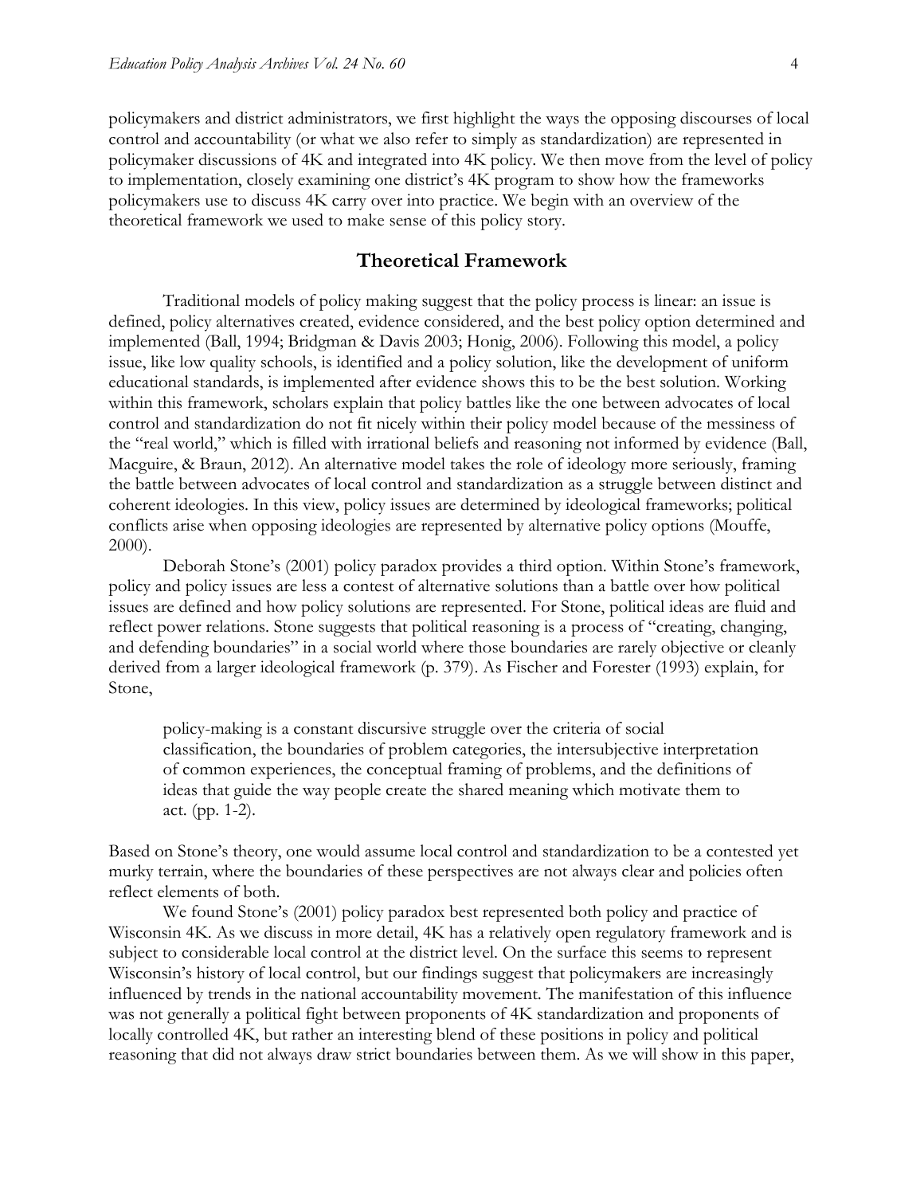policymakers and district administrators, we first highlight the ways the opposing discourses of local control and accountability (or what we also refer to simply as standardization) are represented in policymaker discussions of 4K and integrated into 4K policy. We then move from the level of policy to implementation, closely examining one district's 4K program to show how the frameworks policymakers use to discuss 4K carry over into practice. We begin with an overview of the theoretical framework we used to make sense of this policy story.

## Theoretical Framework

Traditional models of policy making suggest that the policy process is linear: an issue is defined, policy alternatives created, evidence considered, and the best policy option determined and implemented (Ball, 1994; Bridgman & Davis 2003; Honig, 2006). Following this model, a policy issue, like low quality schools, is identified and a policy solution, like the development of uniform educational standards, is implemented after evidence shows this to be the best solution. Working within this framework, scholars explain that policy battles like the one between advocates of local control and standardization do not fit nicely within their policy model because of the messiness of the "real world," which is filled with irrational beliefs and reasoning not informed by evidence (Ball, Macguire, & Braun, 2012). An alternative model takes the role of ideology more seriously, framing the battle between advocates of local control and standardization as a struggle between distinct and coherent ideologies. In this view, policy issues are determined by ideological frameworks; political conflicts arise when opposing ideologies are represented by alternative policy options (Mouffe, 2000).

Deborah Stone's (2001) policy paradox provides a third option. Within Stone's framework, policy and policy issues are less a contest of alternative solutions than a battle over how political issues are defined and how policy solutions are represented. For Stone, political ideas are fluid and reflect power relations. Stone suggests that political reasoning is a process of "creating, changing, and defending boundaries" in a social world where those boundaries are rarely objective or cleanly derived from a larger ideological framework (p. 379). As Fischer and Forester (1993) explain, for Stone,

> policy-making is a constant discursive struggle over the criteria of social classification, the boundaries of problem categories, the intersubjective interpretation of common experiences, the conceptual framing of problems, and the definitions of ideas that guide the way people create the shared meaning which motivate them to act. (pp. 1-2).

Based on Stone's theory, one would assume local control and standardization to be a contested yet murky terrain, where the boundaries of these perspectives are not always clear and policies often reflect elements of both.

We found Stone's (2001) policy paradox best represented both policy and practice of Wisconsin 4K. As we discuss in more detail, 4K has a relatively open regulatory framework and is subject to considerable local control at the district level. On the surface this seems to represent Wisconsin's history of local control, but our findings suggest that policymakers are increasingly influenced by trends in the national accountability movement. The manifestation of this influence was not generally a political fight between proponents of 4K standardization and proponents of locally controlled 4K, but rather an interesting blend of these positions in policy and political reasoning that did not always draw strict boundaries between them. As we will show in this paper,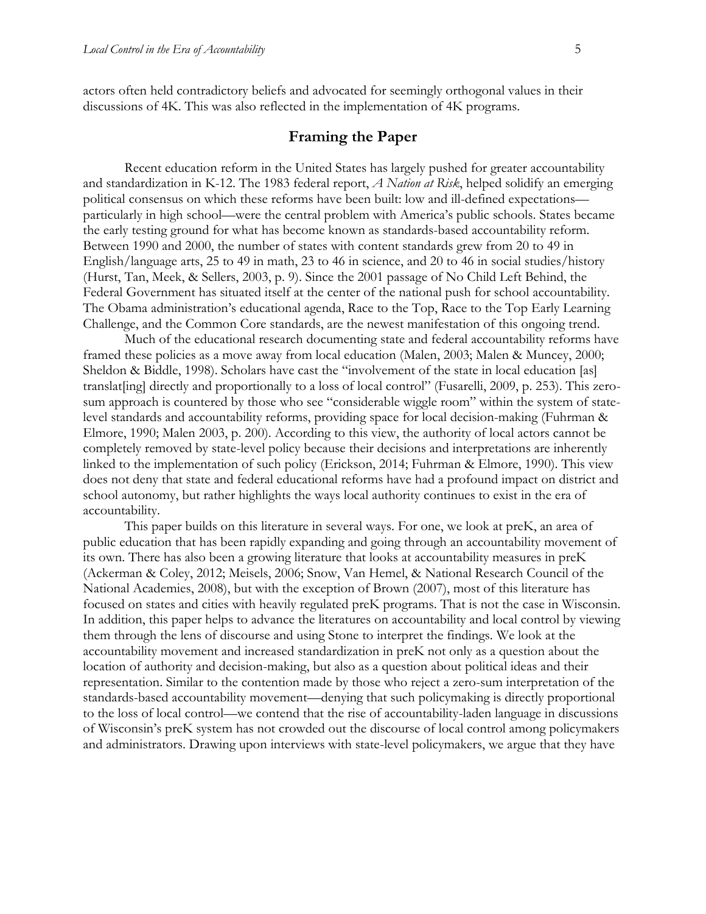actors often held contradictory beliefs and advocated for seemingly orthogonal values in their discussions of 4K. This was also reflected in the implementation of 4K programs.

## Framing the Paper

Recent education reform in the United States has largely pushed for greater accountability and standardization in K-12. The 1983 federal report, *A Nation at Risk*, helped solidify an emerging political consensus on which these reforms have been built: low and ill-defined expectations—particularly in high school—were the central problem with America's public schools. States became the early testing ground for what has become known as standards-based accountability reform. Between 1990 and 2000, the number of states with content standards grew from 20 to 49 in English/language arts, 25 to 49 in math, 23 to 46 in science, and 20 to 46 in social studies/history (Hurst, Tan, Meek, & Sellers, 2003, p. 9). Since the 2001 passage of No Child Left Behind, the Federal Government has situated itself at the center of the national push for school accountability. The Obama administration's educational agenda, Race to the Top, Race to the Top Early Learning Challenge, and the Common Core standards, are the newest manifestation of this ongoing trend.

Much of the educational research documenting state and federal accountability reforms have framed these policies as a move away from local education (Malen, 2003; Malen & Muncey, 2000; Sheldon & Biddle, 1998). Scholars have cast the "involvement of the state in local education [as] translat[ing] directly and proportionally to a loss of local control" (Fusarelli, 2009, p. 253). This zero-sum approach is countered by those who see "considerable wiggle room" within the system of state-level standards and accountability reforms, providing space for local decision-making (Fuhrman & Elmore, 1990; Malen 2003, p. 200). According to this view, the authority of local actors cannot be completely removed by state-level policy because their decisions and interpretations are inherently linked to the implementation of such policy (Erickson, 2014; Fuhrman & Elmore, 1990). This view does not deny that state and federal educational reforms have had a profound impact on district and school autonomy, but rather highlights the ways local authority continues to exist in the era of accountability.

This paper builds on this literature in several ways. For one, we look at preK, an area of public education that has been rapidly expanding and going through an accountability movement of its own. There has also been a growing literature that looks at accountability measures in preK (Ackerman & Coley, 2012; Meisels, 2006; Snow, Van Hemel, & National Research Council of the National Academies, 2008), but with the exception of Brown (2007), most of this literature has focused on states and cities with heavily regulated preK programs. That is not the case in Wisconsin. In addition, this paper helps to advance the literatures on accountability and local control by viewing them through the lens of discourse and using Stone to interpret the findings. We look at the accountability movement and increased standardization in preK not only as a question about the location of authority and decision-making, but also as a question about political ideas and their representation. Similar to the contention made by those who reject a zero-sum interpretation of the standards-based accountability movement—denying that such policymaking is directly proportional to the loss of local control—we contend that the rise of accountability-laden language in discussions of Wisconsin's preK system has not crowded out the discourse of local control among policymakers and administrators. Drawing upon interviews with state-level policymakers, we argue that they have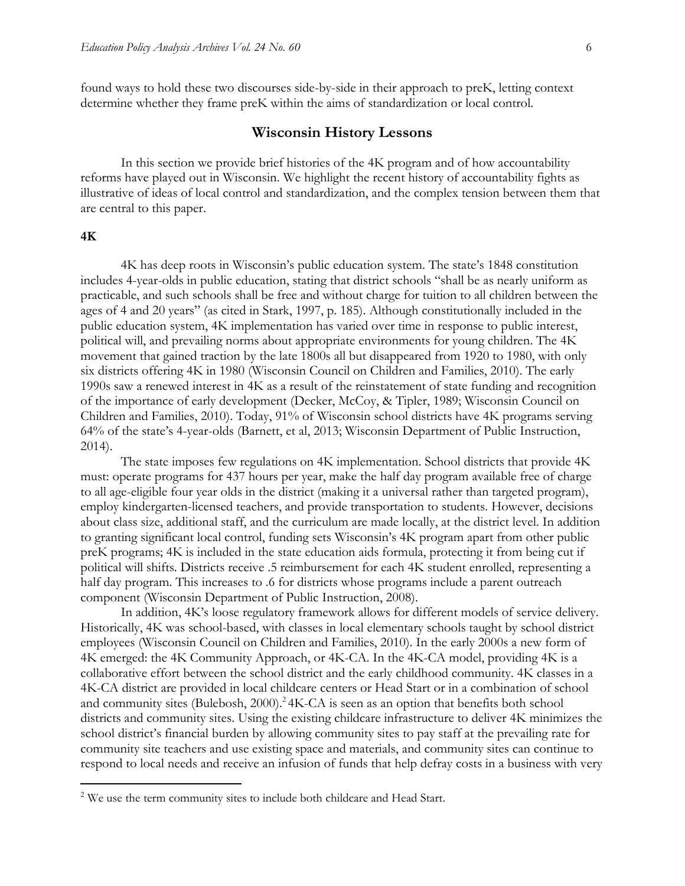found ways to hold these two discourses side-by-side in their approach to preK, letting context determine whether they frame preK within the aims of standardization or local control.

## Wisconsin History Lessons

In this section we provide brief histories of the 4K program and of how accountability reforms have played out in Wisconsin. We highlight the recent history of accountability fights as illustrative of ideas of local control and standardization, and the complex tension between them that are central to this paper.

### 4K

4K has deep roots in Wisconsin's public education system. The state's 1848 constitution includes 4-year-olds in public education, stating that district schools "shall be as nearly uniform as practicable, and such schools shall be free and without charge for tuition to all children between the ages of 4 and 20 years" (as cited in Stark, 1997, p. 185). Although constitutionally included in the public education system, 4K implementation has varied over time in response to public interest, political will, and prevailing norms about appropriate environments for young children. The 4K movement that gained traction by the late 1800s all but disappeared from 1920 to 1980, with only six districts offering 4K in 1980 (Wisconsin Council on Children and Families, 2010). The early 1990s saw a renewed interest in 4K as a result of the reinstatement of state funding and recognition of the importance of early development (Decker, McCoy, & Tipler, 1989; Wisconsin Council on Children and Families, 2010). Today, 91% of Wisconsin school districts have 4K programs serving 64% of the state's 4-year-olds (Barnett, et al, 2013; Wisconsin Department of Public Instruction, 2014).

The state imposes few regulations on 4K implementation. School districts that provide 4K must: operate programs for 437 hours per year, make the half day program available free of charge to all age-eligible four year olds in the district (making it a universal rather than targeted program), employ kindergarten-licensed teachers, and provide transportation to students. However, decisions about class size, additional staff, and the curriculum are made locally, at the district level. In addition to granting significant local control, funding sets Wisconsin's 4K program apart from other public preK programs; 4K is included in the state education aids formula, protecting it from being cut if political will shifts. Districts receive .5 reimbursement for each 4K student enrolled, representing a half day program. This increases to .6 for districts whose programs include a parent outreach component (Wisconsin Department of Public Instruction, 2008).

In addition, 4K's loose regulatory framework allows for different models of service delivery. Historically, 4K was school-based, with classes in local elementary schools taught by school district employees (Wisconsin Council on Children and Families, 2010). In the early 2000s a new form of 4K emerged: the 4K Community Approach, or 4K-CA. In the 4K-CA model, providing 4K is a collaborative effort between the school district and the early childhood community. 4K classes in a 4K-CA district are provided in local childcare centers or Head Start or in a combination of school and community sites (Bulebosh, 2000).[2] 4K-CA is seen as an option that benefits both school districts and community sites. Using the existing childcare infrastructure to deliver 4K minimizes the school district's financial burden by allowing community sites to pay staff at the prevailing rate for community site teachers and use existing space and materials, and community sites can continue to respond to local needs and receive an infusion of funds that help defray costs in a business with very

[2] We use the term community sites to include both childcare and Head Start.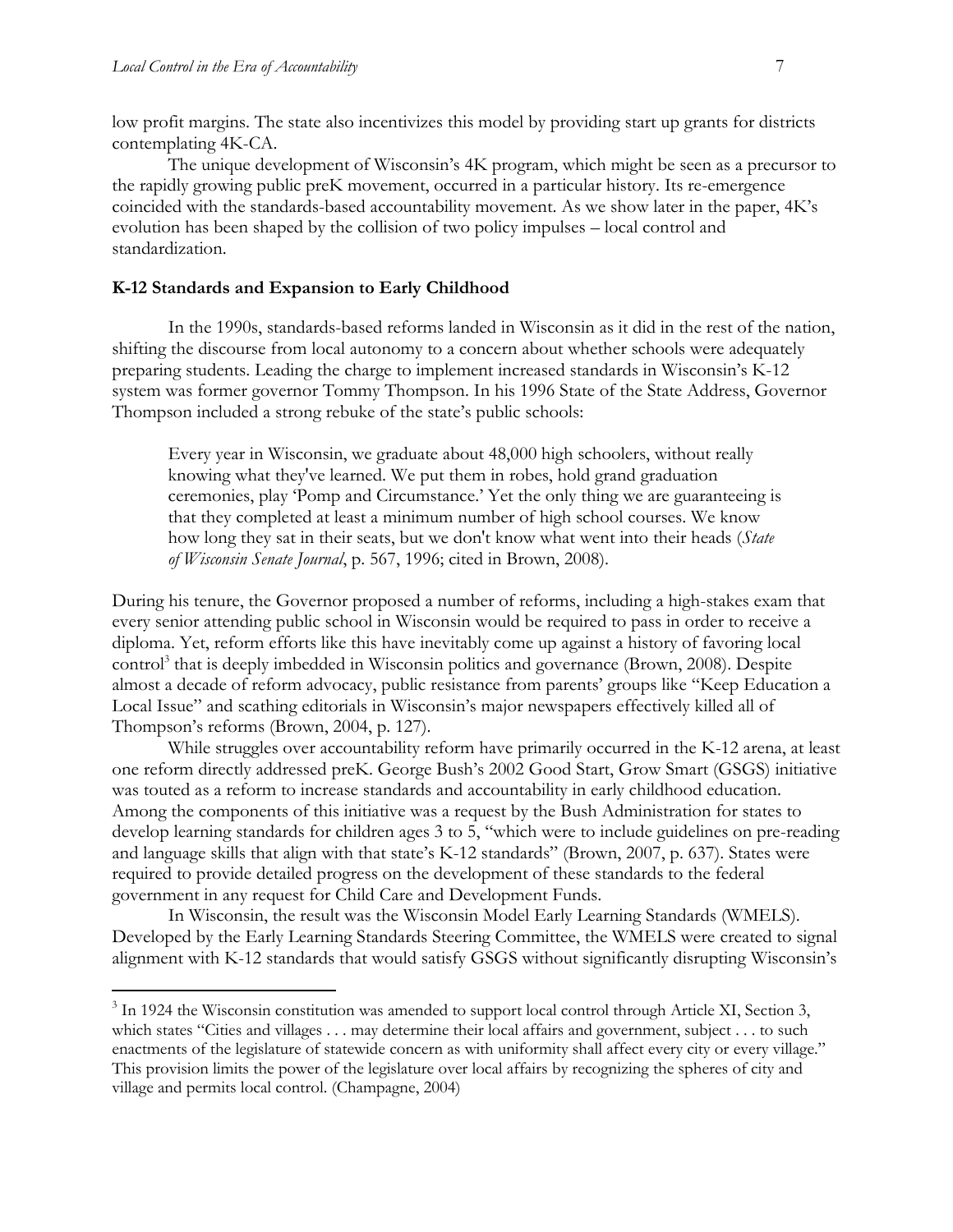low profit margins. The state also incentivizes this model by providing start up grants for districts contemplating 4K-CA.

The unique development of Wisconsin's 4K program, which might be seen as a precursor to the rapidly growing public preK movement, occurred in a particular history. Its re-emergence coincided with the standards-based accountability movement. As we show later in the paper, 4K's evolution has been shaped by the collision of two policy impulses – local control and standardization.

**K-12 Standards and Expansion to Early Childhood**

In the 1990s, standards-based reforms landed in Wisconsin as it did in the rest of the nation, shifting the discourse from local autonomy to a concern about whether schools were adequately preparing students. Leading the charge to implement increased standards in Wisconsin's K-12 system was former governor Tommy Thompson. In his 1996 State of the State Address, Governor Thompson included a strong rebuke of the state's public schools:

> Every year in Wisconsin, we graduate about 48,000 high schoolers, without really knowing what they've learned. We put them in robes, hold grand graduation ceremonies, play 'Pomp and Circumstance.' Yet the only thing we are guaranteeing is that they completed at least a minimum number of high school courses. We know how long they sat in their seats, but we don't know what went into their heads (*State of Wisconsin Senate Journal*, p. 567, 1996; cited in Brown, 2008).

During his tenure, the Governor proposed a number of reforms, including a high-stakes exam that every senior attending public school in Wisconsin would be required to pass in order to receive a diploma. Yet, reform efforts like this have inevitably come up against a history of favoring local control[3] that is deeply imbedded in Wisconsin politics and governance (Brown, 2008). Despite almost a decade of reform advocacy, public resistance from parents' groups like "Keep Education a Local Issue" and scathing editorials in Wisconsin's major newspapers effectively killed all of Thompson's reforms (Brown, 2004, p. 127).

While struggles over accountability reform have primarily occurred in the K-12 arena, at least one reform directly addressed preK. George Bush's 2002 Good Start, Grow Smart (GSGS) initiative was touted as a reform to increase standards and accountability in early childhood education. Among the components of this initiative was a request by the Bush Administration for states to develop learning standards for children ages 3 to 5, "which were to include guidelines on pre-reading and language skills that align with that state's K-12 standards" (Brown, 2007, p. 637). States were required to provide detailed progress on the development of these standards to the federal government in any request for Child Care and Development Funds.

In Wisconsin, the result was the Wisconsin Model Early Learning Standards (WMELS). Developed by the Early Learning Standards Steering Committee, the WMELS were created to signal alignment with K-12 standards that would satisfy GSGS without significantly disrupting Wisconsin's

[3] In 1924 the Wisconsin constitution was amended to support local control through Article XI, Section 3, which states "Cities and villages . . . may determine their local affairs and government, subject . . . to such enactments of the legislature of statewide concern as with uniformity shall affect every city or every village." This provision limits the power of the legislature over local affairs by recognizing the spheres of city and village and permits local control. (Champagne, 2004)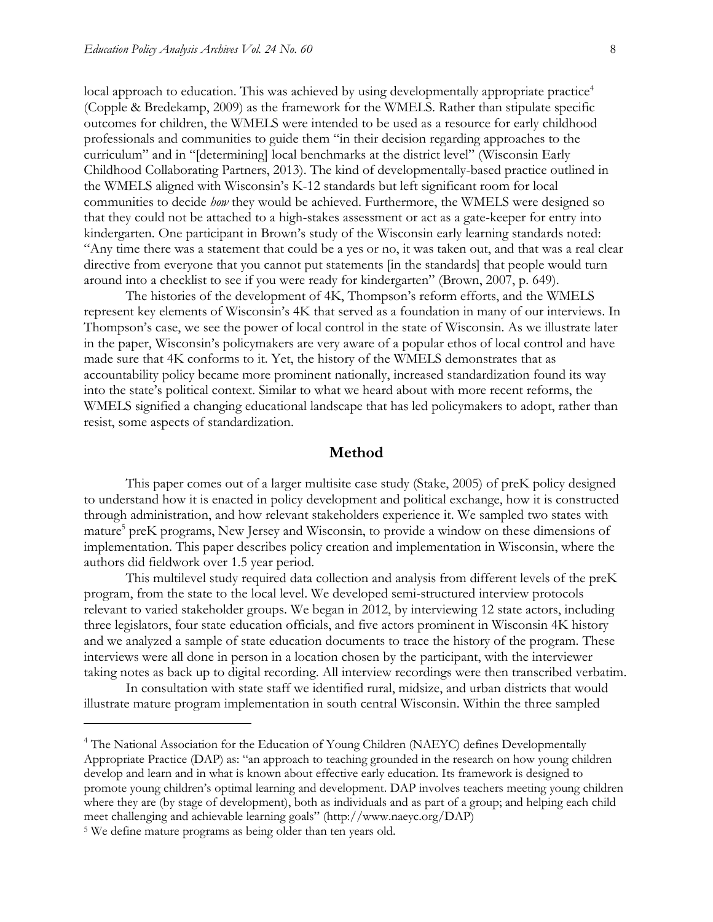local approach to education. This was achieved by using developmentally appropriate practice[4] (Copple & Bredekamp, 2009) as the framework for the WMELS. Rather than stipulate specific outcomes for children, the WMELS were intended to be used as a resource for early childhood professionals and communities to guide them "in their decision regarding approaches to the curriculum" and in "[determining] local benchmarks at the district level" (Wisconsin Early Childhood Collaborating Partners, 2013). The kind of developmentally-based practice outlined in the WMELS aligned with Wisconsin's K-12 standards but left significant room for local communities to decide *how* they would be achieved. Furthermore, the WMELS were designed so that they could not be attached to a high-stakes assessment or act as a gate-keeper for entry into kindergarten. One participant in Brown's study of the Wisconsin early learning standards noted: "Any time there was a statement that could be a yes or no, it was taken out, and that was a real clear directive from everyone that you cannot put statements [in the standards] that people would turn around into a checklist to see if you were ready for kindergarten" (Brown, 2007, p. 649).

The histories of the development of 4K, Thompson's reform efforts, and the WMELS represent key elements of Wisconsin's 4K that served as a foundation in many of our interviews. In Thompson's case, we see the power of local control in the state of Wisconsin. As we illustrate later in the paper, Wisconsin's policymakers are very aware of a popular ethos of local control and have made sure that 4K conforms to it. Yet, the history of the WMELS demonstrates that as accountability policy became more prominent nationally, increased standardization found its way into the state's political context. Similar to what we heard about with more recent reforms, the WMELS signified a changing educational landscape that has led policymakers to adopt, rather than resist, some aspects of standardization.

## Method

This paper comes out of a larger multisite case study (Stake, 2005) of preK policy designed to understand how it is enacted in policy development and political exchange, how it is constructed through administration, and how relevant stakeholders experience it. We sampled two states with mature[5] preK programs, New Jersey and Wisconsin, to provide a window on these dimensions of implementation. This paper describes policy creation and implementation in Wisconsin, where the authors did fieldwork over 1.5 year period.

This multilevel study required data collection and analysis from different levels of the preK program, from the state to the local level. We developed semi-structured interview protocols relevant to varied stakeholder groups. We began in 2012, by interviewing 12 state actors, including three legislators, four state education officials, and five actors prominent in Wisconsin 4K history and we analyzed a sample of state education documents to trace the history of the program. These interviews were all done in person in a location chosen by the participant, with the interviewer taking notes as back up to digital recording. All interview recordings were then transcribed verbatim.

In consultation with state staff we identified rural, midsize, and urban districts that would illustrate mature program implementation in south central Wisconsin. Within the three sampled

---

[4] The National Association for the Education of Young Children (NAEYC) defines Developmentally Appropriate Practice (DAP) as: "an approach to teaching grounded in the research on how young children develop and learn and in what is known about effective early education. Its framework is designed to promote young children's optimal learning and development. DAP involves teachers meeting young children where they are (by stage of development), both as individuals and as part of a group; and helping each child meet challenging and achievable learning goals" (http://www.naeyc.org/DAP)

[5] We define mature programs as being older than ten years old.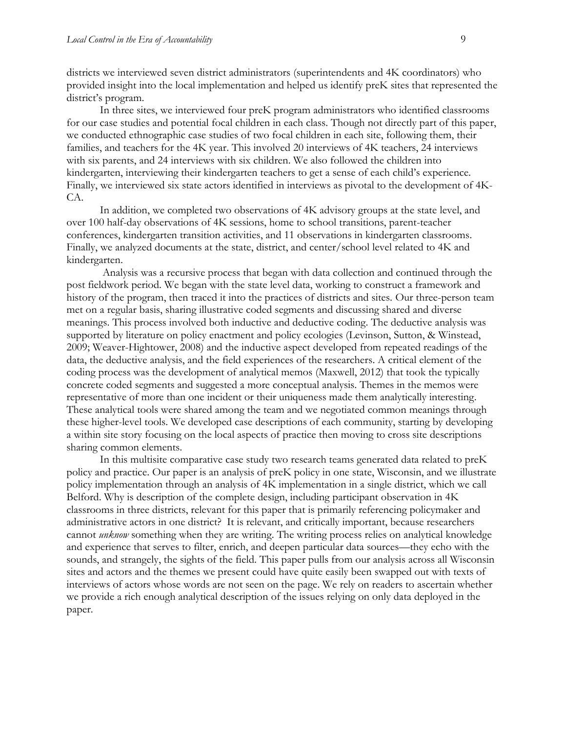districts we interviewed seven district administrators (superintendents and 4K coordinators) who provided insight into the local implementation and helped us identify preK sites that represented the district's program.

In three sites, we interviewed four preK program administrators who identified classrooms for our case studies and potential focal children in each class. Though not directly part of this paper, we conducted ethnographic case studies of two focal children in each site, following them, their families, and teachers for the 4K year. This involved 20 interviews of 4K teachers, 24 interviews with six parents, and 24 interviews with six children. We also followed the children into kindergarten, interviewing their kindergarten teachers to get a sense of each child's experience. Finally, we interviewed six state actors identified in interviews as pivotal to the development of 4K-CA.

In addition, we completed two observations of 4K advisory groups at the state level, and over 100 half-day observations of 4K sessions, home to school transitions, parent-teacher conferences, kindergarten transition activities, and 11 observations in kindergarten classrooms. Finally, we analyzed documents at the state, district, and center/school level related to 4K and kindergarten.

Analysis was a recursive process that began with data collection and continued through the post fieldwork period. We began with the state level data, working to construct a framework and history of the program, then traced it into the practices of districts and sites. Our three-person team met on a regular basis, sharing illustrative coded segments and discussing shared and diverse meanings. This process involved both inductive and deductive coding. The deductive analysis was supported by literature on policy enactment and policy ecologies (Levinson, Sutton, & Winstead, 2009; Weaver-Hightower, 2008) and the inductive aspect developed from repeated readings of the data, the deductive analysis, and the field experiences of the researchers. A critical element of the coding process was the development of analytical memos (Maxwell, 2012) that took the typically concrete coded segments and suggested a more conceptual analysis. Themes in the memos were representative of more than one incident or their uniqueness made them analytically interesting. These analytical tools were shared among the team and we negotiated common meanings through these higher-level tools. We developed case descriptions of each community, starting by developing a within site story focusing on the local aspects of practice then moving to cross site descriptions sharing common elements.

In this multisite comparative case study two research teams generated data related to preK policy and practice. Our paper is an analysis of preK policy in one state, Wisconsin, and we illustrate policy implementation through an analysis of 4K implementation in a single district, which we call Belford. Why is description of the complete design, including participant observation in 4K classrooms in three districts, relevant for this paper that is primarily referencing policymaker and administrative actors in one district? It is relevant, and critically important, because researchers cannot *unknow* something when they are writing. The writing process relies on analytical knowledge and experience that serves to filter, enrich, and deepen particular data sources—they echo with the sounds, and strangely, the sights of the field. This paper pulls from our analysis across all Wisconsin sites and actors and the themes we present could have quite easily been swapped out with texts of interviews of actors whose words are not seen on the page. We rely on readers to ascertain whether we provide a rich enough analytical description of the issues relying on only data deployed in the paper.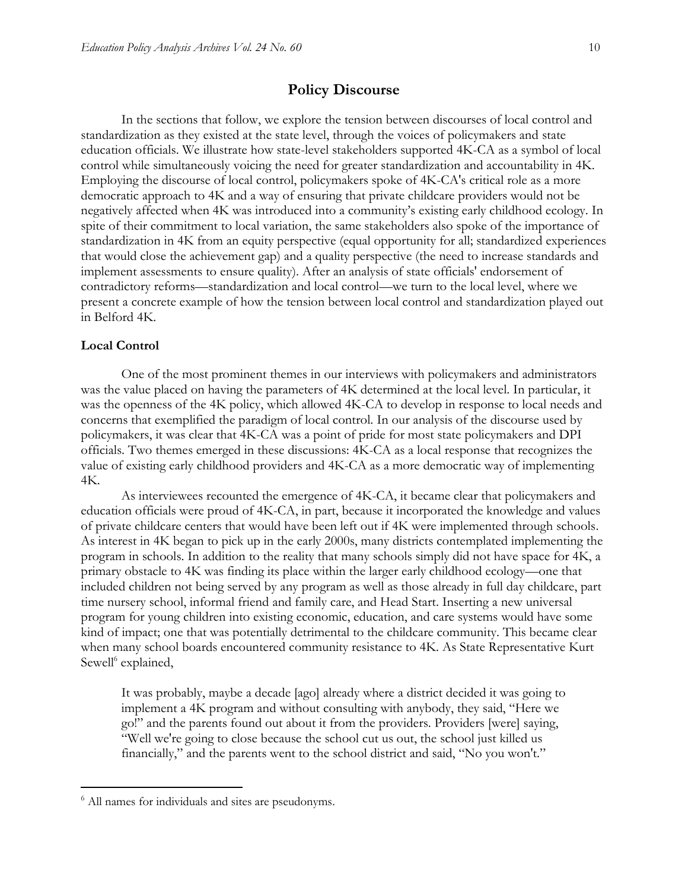## Policy Discourse

In the sections that follow, we explore the tension between discourses of local control and standardization as they existed at the state level, through the voices of policymakers and state education officials. We illustrate how state-level stakeholders supported 4K-CA as a symbol of local control while simultaneously voicing the need for greater standardization and accountability in 4K. Employing the discourse of local control, policymakers spoke of 4K-CA's critical role as a more democratic approach to 4K and a way of ensuring that private childcare providers would not be negatively affected when 4K was introduced into a community's existing early childhood ecology. In spite of their commitment to local variation, the same stakeholders also spoke of the importance of standardization in 4K from an equity perspective (equal opportunity for all; standardized experiences that would close the achievement gap) and a quality perspective (the need to increase standards and implement assessments to ensure quality). After an analysis of state officials' endorsement of contradictory reforms—standardization and local control—we turn to the local level, where we present a concrete example of how the tension between local control and standardization played out in Belford 4K.

### Local Control

One of the most prominent themes in our interviews with policymakers and administrators was the value placed on having the parameters of 4K determined at the local level. In particular, it was the openness of the 4K policy, which allowed 4K-CA to develop in response to local needs and concerns that exemplified the paradigm of local control. In our analysis of the discourse used by policymakers, it was clear that 4K-CA was a point of pride for most state policymakers and DPI officials. Two themes emerged in these discussions: 4K-CA as a local response that recognizes the value of existing early childhood providers and 4K-CA as a more democratic way of implementing 4K.

As interviewees recounted the emergence of 4K-CA, it became clear that policymakers and education officials were proud of 4K-CA, in part, because it incorporated the knowledge and values of private childcare centers that would have been left out if 4K were implemented through schools. As interest in 4K began to pick up in the early 2000s, many districts contemplated implementing the program in schools. In addition to the reality that many schools simply did not have space for 4K, a primary obstacle to 4K was finding its place within the larger early childhood ecology—one that included children not being served by any program as well as those already in full day childcare, part time nursery school, informal friend and family care, and Head Start. Inserting a new universal program for young children into existing economic, education, and care systems would have some kind of impact; one that was potentially detrimental to the childcare community. This became clear when many school boards encountered community resistance to 4K. As State Representative Kurt Sewell[6] explained,

> It was probably, maybe a decade [ago] already where a district decided it was going to implement a 4K program and without consulting with anybody, they said, "Here we go!" and the parents found out about it from the providers. Providers [were] saying, "Well we're going to close because the school cut us out, the school just killed us financially," and the parents went to the school district and said, "No you won't."

[6] All names for individuals and sites are pseudonyms.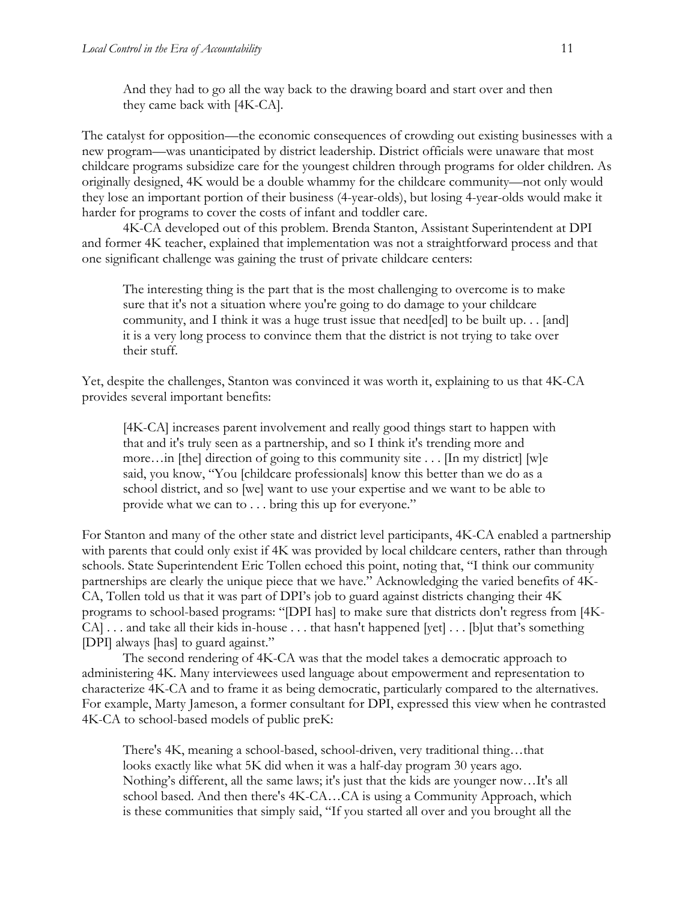> And they had to go all the way back to the drawing board and start over and then they came back with [4K-CA].

The catalyst for opposition—the economic consequences of crowding out existing businesses with a new program—was unanticipated by district leadership. District officials were unaware that most childcare programs subsidize care for the youngest children through programs for older children. As originally designed, 4K would be a double whammy for the childcare community—not only would they lose an important portion of their business (4-year-olds), but losing 4-year-olds would make it harder for programs to cover the costs of infant and toddler care.

4K-CA developed out of this problem. Brenda Stanton, Assistant Superintendent at DPI and former 4K teacher, explained that implementation was not a straightforward process and that one significant challenge was gaining the trust of private childcare centers:

> The interesting thing is the part that is the most challenging to overcome is to make sure that it's not a situation where you're going to do damage to your childcare community, and I think it was a huge trust issue that need[ed] to be built up. . . [and] it is a very long process to convince them that the district is not trying to take over their stuff.

Yet, despite the challenges, Stanton was convinced it was worth it, explaining to us that 4K-CA provides several important benefits:

> [4K-CA] increases parent involvement and really good things start to happen with that and it's truly seen as a partnership, and so I think it's trending more and more…in [the] direction of going to this community site . . . [In my district] [w]e said, you know, "You [childcare professionals] know this better than we do as a school district, and so [we] want to use your expertise and we want to be able to provide what we can to . . . bring this up for everyone."

For Stanton and many of the other state and district level participants, 4K-CA enabled a partnership with parents that could only exist if 4K was provided by local childcare centers, rather than through schools. State Superintendent Eric Tollen echoed this point, noting that, "I think our community partnerships are clearly the unique piece that we have." Acknowledging the varied benefits of 4K-CA, Tollen told us that it was part of DPI's job to guard against districts changing their 4K programs to school-based programs: "[DPI has] to make sure that districts don't regress from [4K-CA] . . . and take all their kids in-house . . . that hasn't happened [yet] . . . [b]ut that's something [DPI] always [has] to guard against."

The second rendering of 4K-CA was that the model takes a democratic approach to administering 4K. Many interviewees used language about empowerment and representation to characterize 4K-CA and to frame it as being democratic, particularly compared to the alternatives. For example, Marty Jameson, a former consultant for DPI, expressed this view when he contrasted 4K-CA to school-based models of public preK:

> There's 4K, meaning a school-based, school-driven, very traditional thing…that looks exactly like what 5K did when it was a half-day program 30 years ago. Nothing's different, all the same laws; it's just that the kids are younger now…It's all school based. And then there's 4K-CA…CA is using a Community Approach, which is these communities that simply said, "If you started all over and you brought all the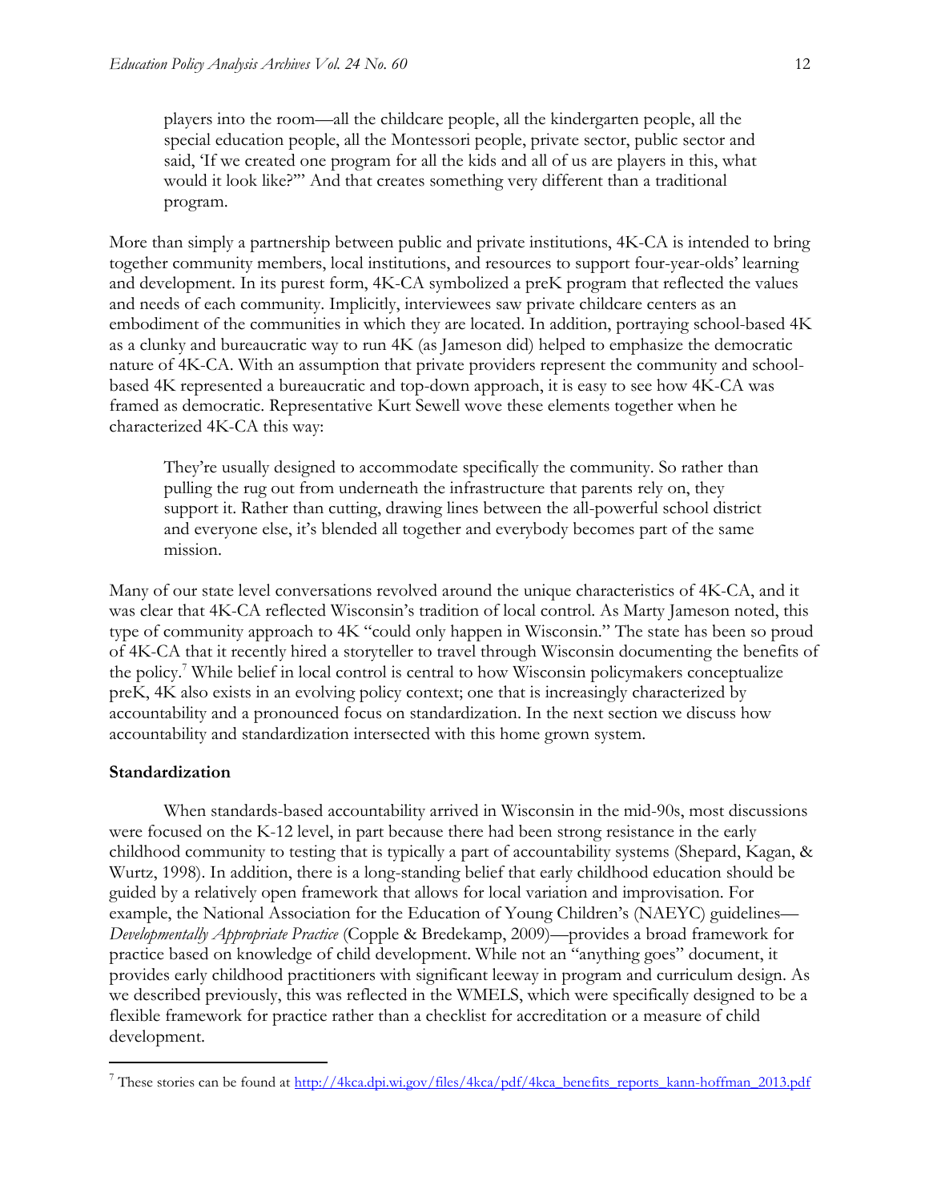> players into the room—all the childcare people, all the kindergarten people, all the special education people, all the Montessori people, private sector, public sector and said, 'If we created one program for all the kids and all of us are players in this, what would it look like?'" And that creates something very different than a traditional program.

More than simply a partnership between public and private institutions, 4K-CA is intended to bring together community members, local institutions, and resources to support four-year-olds' learning and development. In its purest form, 4K-CA symbolized a preK program that reflected the values and needs of each community. Implicitly, interviewees saw private childcare centers as an embodiment of the communities in which they are located. In addition, portraying school-based 4K as a clunky and bureaucratic way to run 4K (as Jameson did) helped to emphasize the democratic nature of 4K-CA. With an assumption that private providers represent the community and school-based 4K represented a bureaucratic and top-down approach, it is easy to see how 4K-CA was framed as democratic. Representative Kurt Sewell wove these elements together when he characterized 4K-CA this way:

> They're usually designed to accommodate specifically the community. So rather than pulling the rug out from underneath the infrastructure that parents rely on, they support it. Rather than cutting, drawing lines between the all-powerful school district and everyone else, it's blended all together and everybody becomes part of the same mission.

Many of our state level conversations revolved around the unique characteristics of 4K-CA, and it was clear that 4K-CA reflected Wisconsin's tradition of local control. As Marty Jameson noted, this type of community approach to 4K "could only happen in Wisconsin." The state has been so proud of 4K-CA that it recently hired a storyteller to travel through Wisconsin documenting the benefits of the policy.[7] While belief in local control is central to how Wisconsin policymakers conceptualize preK, 4K also exists in an evolving policy context; one that is increasingly characterized by accountability and a pronounced focus on standardization. In the next section we discuss how accountability and standardization intersected with this home grown system.

### Standardization

When standards-based accountability arrived in Wisconsin in the mid-90s, most discussions were focused on the K-12 level, in part because there had been strong resistance in the early childhood community to testing that is typically a part of accountability systems (Shepard, Kagan, & Wurtz, 1998). In addition, there is a long-standing belief that early childhood education should be guided by a relatively open framework that allows for local variation and improvisation. For example, the National Association for the Education of Young Children's (NAEYC) guidelines—*Developmentally Appropriate Practice* (Copple & Bredekamp, 2009)—provides a broad framework for practice based on knowledge of child development. While not an "anything goes" document, it provides early childhood practitioners with significant leeway in program and curriculum design. As we described previously, this was reflected in the WMELS, which were specifically designed to be a flexible framework for practice rather than a checklist for accreditation or a measure of child development.

---

[7] These stories can be found at http://4kca.dpi.wi.gov/files/4kca/pdf/4kca_benefits_reports_kann-hoffman_2013.pdf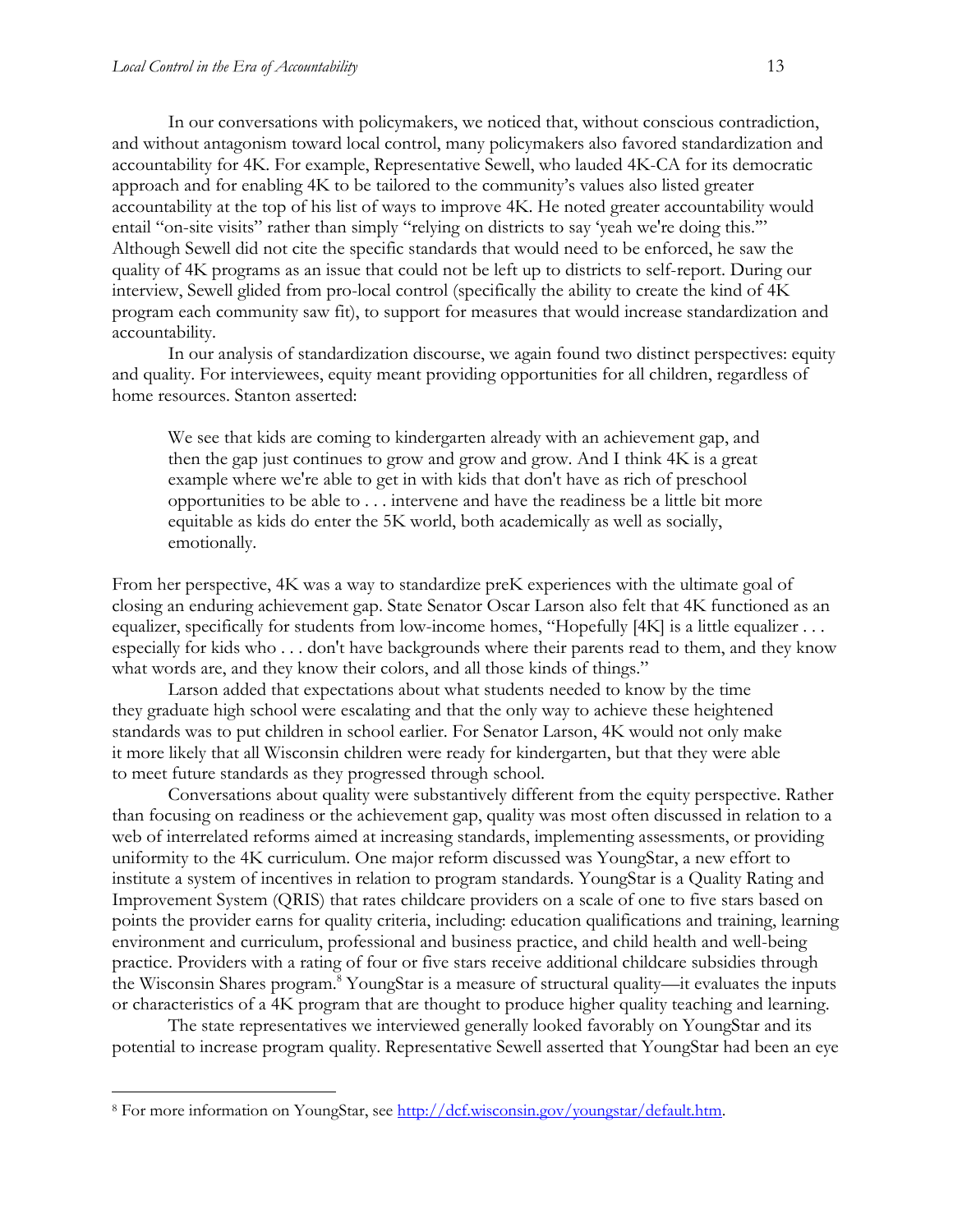In our conversations with policymakers, we noticed that, without conscious contradiction, and without antagonism toward local control, many policymakers also favored standardization and accountability for 4K. For example, Representative Sewell, who lauded 4K-CA for its democratic approach and for enabling 4K to be tailored to the community's values also listed greater accountability at the top of his list of ways to improve 4K. He noted greater accountability would entail "on-site visits" rather than simply "relying on districts to say 'yeah we're doing this.'" Although Sewell did not cite the specific standards that would need to be enforced, he saw the quality of 4K programs as an issue that could not be left up to districts to self-report. During our interview, Sewell glided from pro-local control (specifically the ability to create the kind of 4K program each community saw fit), to support for measures that would increase standardization and accountability.

In our analysis of standardization discourse, we again found two distinct perspectives: equity and quality. For interviewees, equity meant providing opportunities for all children, regardless of home resources. Stanton asserted:

> We see that kids are coming to kindergarten already with an achievement gap, and then the gap just continues to grow and grow and grow. And I think 4K is a great example where we're able to get in with kids that don't have as rich of preschool opportunities to be able to . . . intervene and have the readiness be a little bit more equitable as kids do enter the 5K world, both academically as well as socially, emotionally.

From her perspective, 4K was a way to standardize preK experiences with the ultimate goal of closing an enduring achievement gap. State Senator Oscar Larson also felt that 4K functioned as an equalizer, specifically for students from low-income homes, "Hopefully [4K] is a little equalizer . . . especially for kids who . . . don't have backgrounds where their parents read to them, and they know what words are, and they know their colors, and all those kinds of things."

Larson added that expectations about what students needed to know by the time they graduate high school were escalating and that the only way to achieve these heightened standards was to put children in school earlier. For Senator Larson, 4K would not only make it more likely that all Wisconsin children were ready for kindergarten, but that they were able to meet future standards as they progressed through school.

Conversations about quality were substantively different from the equity perspective. Rather than focusing on readiness or the achievement gap, quality was most often discussed in relation to a web of interrelated reforms aimed at increasing standards, implementing assessments, or providing uniformity to the 4K curriculum. One major reform discussed was YoungStar, a new effort to institute a system of incentives in relation to program standards. YoungStar is a Quality Rating and Improvement System (QRIS) that rates childcare providers on a scale of one to five stars based on points the provider earns for quality criteria, including: education qualifications and training, learning environment and curriculum, professional and business practice, and child health and well-being practice. Providers with a rating of four or five stars receive additional childcare subsidies through the Wisconsin Shares program.[8] YoungStar is a measure of structural quality—it evaluates the inputs or characteristics of a 4K program that are thought to produce higher quality teaching and learning.

The state representatives we interviewed generally looked favorably on YoungStar and its potential to increase program quality. Representative Sewell asserted that YoungStar had been an eye

---

[8] For more information on YoungStar, see http://dcf.wisconsin.gov/youngstar/default.htm.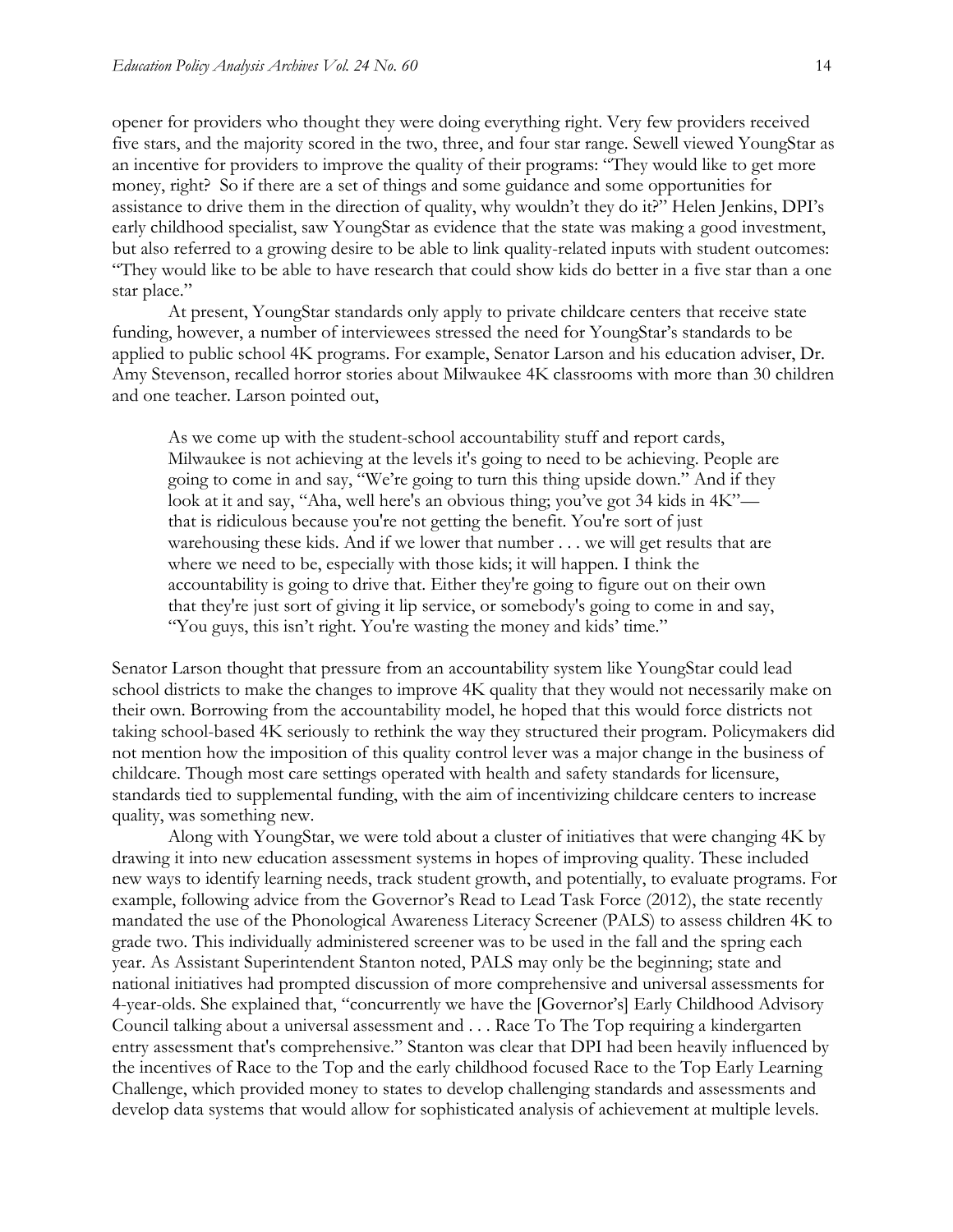opener for providers who thought they were doing everything right. Very few providers received five stars, and the majority scored in the two, three, and four star range. Sewell viewed YoungStar as an incentive for providers to improve the quality of their programs: "They would like to get more money, right? So if there are a set of things and some guidance and some opportunities for assistance to drive them in the direction of quality, why wouldn't they do it?" Helen Jenkins, DPI's early childhood specialist, saw YoungStar as evidence that the state was making a good investment, but also referred to a growing desire to be able to link quality-related inputs with student outcomes: "They would like to be able to have research that could show kids do better in a five star than a one star place."

At present, YoungStar standards only apply to private childcare centers that receive state funding, however, a number of interviewees stressed the need for YoungStar's standards to be applied to public school 4K programs. For example, Senator Larson and his education adviser, Dr. Amy Stevenson, recalled horror stories about Milwaukee 4K classrooms with more than 30 children and one teacher. Larson pointed out,

> As we come up with the student-school accountability stuff and report cards, Milwaukee is not achieving at the levels it's going to need to be achieving. People are going to come in and say, "We're going to turn this thing upside down." And if they look at it and say, "Aha, well here's an obvious thing; you've got 34 kids in 4K"—that is ridiculous because you're not getting the benefit. You're sort of just warehousing these kids. And if we lower that number . . . we will get results that are where we need to be, especially with those kids; it will happen. I think the accountability is going to drive that. Either they're going to figure out on their own that they're just sort of giving it lip service, or somebody's going to come in and say, "You guys, this isn't right. You're wasting the money and kids' time."

Senator Larson thought that pressure from an accountability system like YoungStar could lead school districts to make the changes to improve 4K quality that they would not necessarily make on their own. Borrowing from the accountability model, he hoped that this would force districts not taking school-based 4K seriously to rethink the way they structured their program. Policymakers did not mention how the imposition of this quality control lever was a major change in the business of childcare. Though most care settings operated with health and safety standards for licensure, standards tied to supplemental funding, with the aim of incentivizing childcare centers to increase quality, was something new.

Along with YoungStar, we were told about a cluster of initiatives that were changing 4K by drawing it into new education assessment systems in hopes of improving quality. These included new ways to identify learning needs, track student growth, and potentially, to evaluate programs. For example, following advice from the Governor's Read to Lead Task Force (2012), the state recently mandated the use of the Phonological Awareness Literacy Screener (PALS) to assess children 4K to grade two. This individually administered screener was to be used in the fall and the spring each year. As Assistant Superintendent Stanton noted, PALS may only be the beginning; state and national initiatives had prompted discussion of more comprehensive and universal assessments for 4-year-olds. She explained that, "concurrently we have the [Governor's] Early Childhood Advisory Council talking about a universal assessment and . . . Race To The Top requiring a kindergarten entry assessment that's comprehensive." Stanton was clear that DPI had been heavily influenced by the incentives of Race to the Top and the early childhood focused Race to the Top Early Learning Challenge, which provided money to states to develop challenging standards and assessments and develop data systems that would allow for sophisticated analysis of achievement at multiple levels.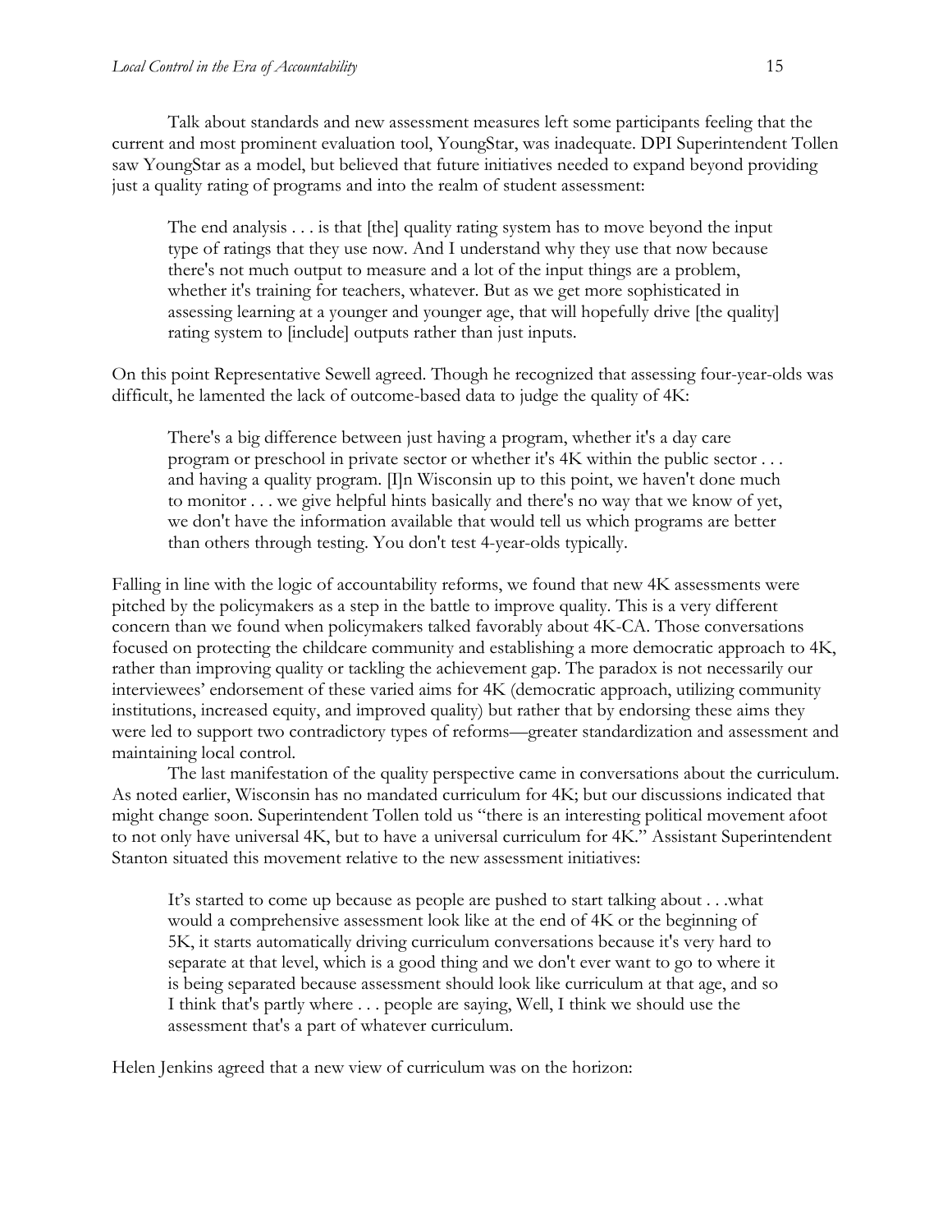Talk about standards and new assessment measures left some participants feeling that the current and most prominent evaluation tool, YoungStar, was inadequate. DPI Superintendent Tollen saw YoungStar as a model, but believed that future initiatives needed to expand beyond providing just a quality rating of programs and into the realm of student assessment:

> The end analysis . . . is that [the] quality rating system has to move beyond the input type of ratings that they use now. And I understand why they use that now because there's not much output to measure and a lot of the input things are a problem, whether it's training for teachers, whatever. But as we get more sophisticated in assessing learning at a younger and younger age, that will hopefully drive [the quality] rating system to [include] outputs rather than just inputs.

On this point Representative Sewell agreed. Though he recognized that assessing four-year-olds was difficult, he lamented the lack of outcome-based data to judge the quality of 4K:

> There's a big difference between just having a program, whether it's a day care program or preschool in private sector or whether it's 4K within the public sector . . . and having a quality program. [I]n Wisconsin up to this point, we haven't done much to monitor . . . we give helpful hints basically and there's no way that we know of yet, we don't have the information available that would tell us which programs are better than others through testing. You don't test 4-year-olds typically.

Falling in line with the logic of accountability reforms, we found that new 4K assessments were pitched by the policymakers as a step in the battle to improve quality. This is a very different concern than we found when policymakers talked favorably about 4K-CA. Those conversations focused on protecting the childcare community and establishing a more democratic approach to 4K, rather than improving quality or tackling the achievement gap. The paradox is not necessarily our interviewees' endorsement of these varied aims for 4K (democratic approach, utilizing community institutions, increased equity, and improved quality) but rather that by endorsing these aims they were led to support two contradictory types of reforms—greater standardization and assessment and maintaining local control.

The last manifestation of the quality perspective came in conversations about the curriculum. As noted earlier, Wisconsin has no mandated curriculum for 4K; but our discussions indicated that might change soon. Superintendent Tollen told us "there is an interesting political movement afoot to not only have universal 4K, but to have a universal curriculum for 4K." Assistant Superintendent Stanton situated this movement relative to the new assessment initiatives:

> It's started to come up because as people are pushed to start talking about . . .what would a comprehensive assessment look like at the end of 4K or the beginning of 5K, it starts automatically driving curriculum conversations because it's very hard to separate at that level, which is a good thing and we don't ever want to go to where it is being separated because assessment should look like curriculum at that age, and so I think that's partly where . . . people are saying, Well, I think we should use the assessment that's a part of whatever curriculum.

Helen Jenkins agreed that a new view of curriculum was on the horizon: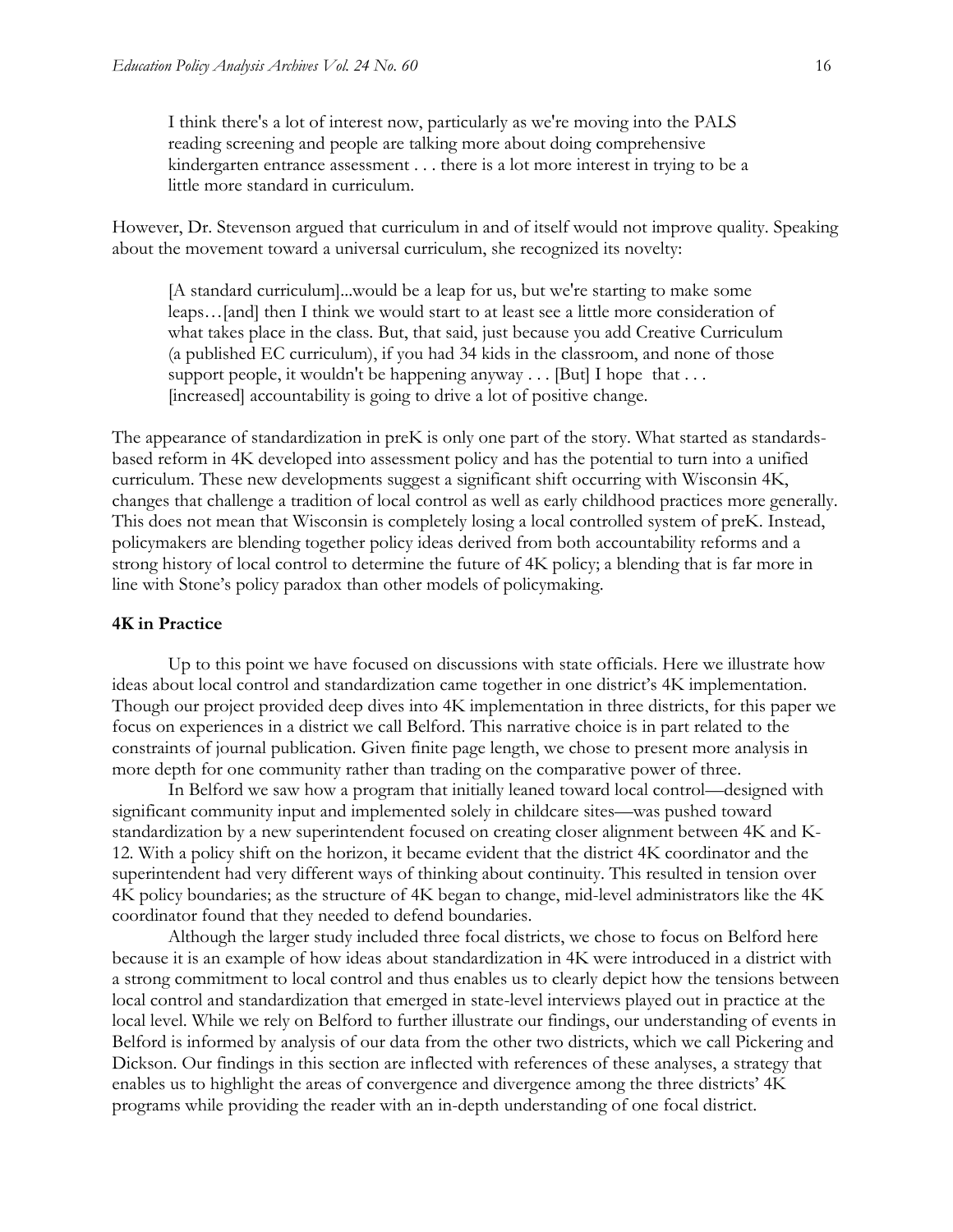> I think there's a lot of interest now, particularly as we're moving into the PALS reading screening and people are talking more about doing comprehensive kindergarten entrance assessment . . . there is a lot more interest in trying to be a little more standard in curriculum.

However, Dr. Stevenson argued that curriculum in and of itself would not improve quality. Speaking about the movement toward a universal curriculum, she recognized its novelty:

> [A standard curriculum]...would be a leap for us, but we're starting to make some leaps…[and] then I think we would start to at least see a little more consideration of what takes place in the class. But, that said, just because you add Creative Curriculum (a published EC curriculum), if you had 34 kids in the classroom, and none of those support people, it wouldn't be happening anyway . . . [But] I hope that . . . [increased] accountability is going to drive a lot of positive change.

The appearance of standardization in preK is only one part of the story. What started as standards-based reform in 4K developed into assessment policy and has the potential to turn into a unified curriculum. These new developments suggest a significant shift occurring with Wisconsin 4K, changes that challenge a tradition of local control as well as early childhood practices more generally. This does not mean that Wisconsin is completely losing a local controlled system of preK. Instead, policymakers are blending together policy ideas derived from both accountability reforms and a strong history of local control to determine the future of 4K policy; a blending that is far more in line with Stone's policy paradox than other models of policymaking.

**4K in Practice**

Up to this point we have focused on discussions with state officials. Here we illustrate how ideas about local control and standardization came together in one district's 4K implementation. Though our project provided deep dives into 4K implementation in three districts, for this paper we focus on experiences in a district we call Belford. This narrative choice is in part related to the constraints of journal publication. Given finite page length, we chose to present more analysis in more depth for one community rather than trading on the comparative power of three.

In Belford we saw how a program that initially leaned toward local control—designed with significant community input and implemented solely in childcare sites—was pushed toward standardization by a new superintendent focused on creating closer alignment between 4K and K-12. With a policy shift on the horizon, it became evident that the district 4K coordinator and the superintendent had very different ways of thinking about continuity. This resulted in tension over 4K policy boundaries; as the structure of 4K began to change, mid-level administrators like the 4K coordinator found that they needed to defend boundaries.

Although the larger study included three focal districts, we chose to focus on Belford here because it is an example of how ideas about standardization in 4K were introduced in a district with a strong commitment to local control and thus enables us to clearly depict how the tensions between local control and standardization that emerged in state-level interviews played out in practice at the local level. While we rely on Belford to further illustrate our findings, our understanding of events in Belford is informed by analysis of our data from the other two districts, which we call Pickering and Dickson. Our findings in this section are inflected with references of these analyses, a strategy that enables us to highlight the areas of convergence and divergence among the three districts' 4K programs while providing the reader with an in-depth understanding of one focal district.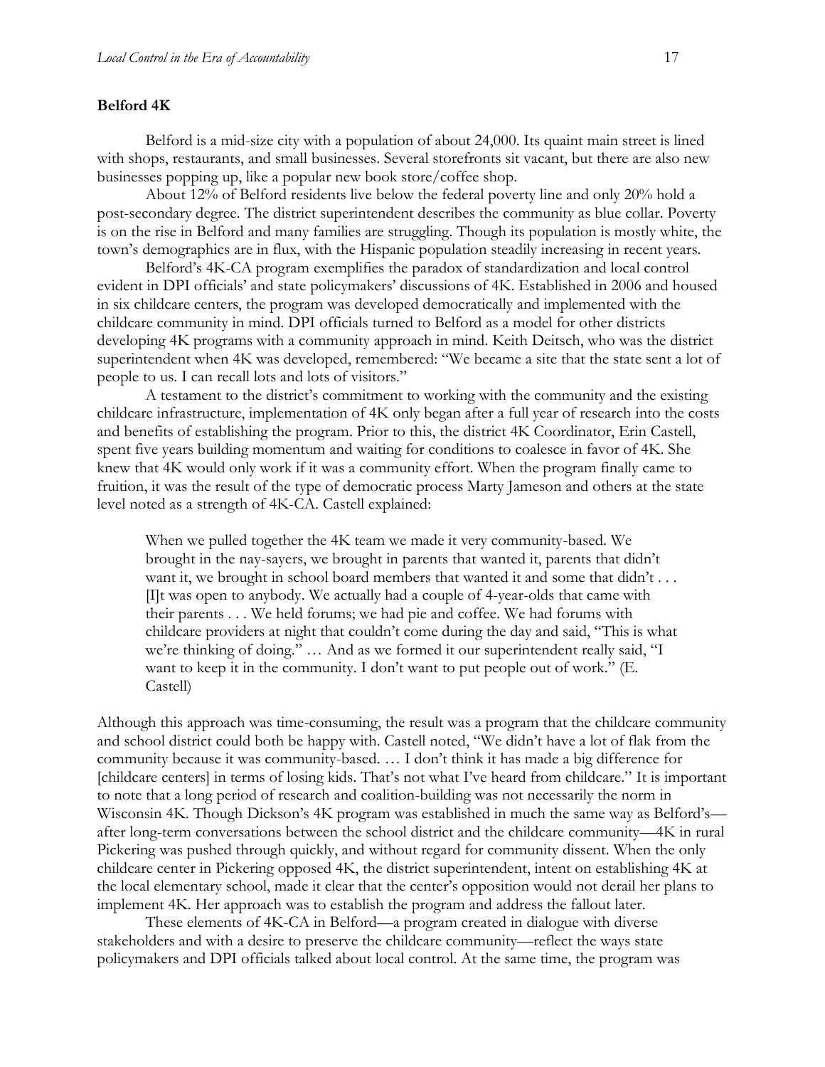**Belford 4K**

Belford is a mid-size city with a population of about 24,000. Its quaint main street is lined with shops, restaurants, and small businesses. Several storefronts sit vacant, but there are also new businesses popping up, like a popular new book store/coffee shop.

About 12% of Belford residents live below the federal poverty line and only 20% hold a post-secondary degree. The district superintendent describes the community as blue collar. Poverty is on the rise in Belford and many families are struggling. Though its population is mostly white, the town's demographics are in flux, with the Hispanic population steadily increasing in recent years.

Belford's 4K-CA program exemplifies the paradox of standardization and local control evident in DPI officials' and state policymakers' discussions of 4K. Established in 2006 and housed in six childcare centers, the program was developed democratically and implemented with the childcare community in mind. DPI officials turned to Belford as a model for other districts developing 4K programs with a community approach in mind. Keith Deitsch, who was the district superintendent when 4K was developed, remembered: "We became a site that the state sent a lot of people to us. I can recall lots and lots of visitors."

A testament to the district's commitment to working with the community and the existing childcare infrastructure, implementation of 4K only began after a full year of research into the costs and benefits of establishing the program. Prior to this, the district 4K Coordinator, Erin Castell, spent five years building momentum and waiting for conditions to coalesce in favor of 4K. She knew that 4K would only work if it was a community effort. When the program finally came to fruition, it was the result of the type of democratic process Marty Jameson and others at the state level noted as a strength of 4K-CA. Castell explained:

> When we pulled together the 4K team we made it very community-based. We brought in the nay-sayers, we brought in parents that wanted it, parents that didn't want it, we brought in school board members that wanted it and some that didn't . . . [I]t was open to anybody. We actually had a couple of 4-year-olds that came with their parents . . . We held forums; we had pie and coffee. We had forums with childcare providers at night that couldn't come during the day and said, "This is what we're thinking of doing." … And as we formed it our superintendent really said, "I want to keep it in the community. I don't want to put people out of work." (E. Castell)

Although this approach was time-consuming, the result was a program that the childcare community and school district could both be happy with. Castell noted, "We didn't have a lot of flak from the community because it was community-based. … I don't think it has made a big difference for [childcare centers] in terms of losing kids. That's not what I've heard from childcare." It is important to note that a long period of research and coalition-building was not necessarily the norm in Wisconsin 4K. Though Dickson's 4K program was established in much the same way as Belford's—after long-term conversations between the school district and the childcare community—4K in rural Pickering was pushed through quickly, and without regard for community dissent. When the only childcare center in Pickering opposed 4K, the district superintendent, intent on establishing 4K at the local elementary school, made it clear that the center's opposition would not derail her plans to implement 4K. Her approach was to establish the program and address the fallout later.

These elements of 4K-CA in Belford—a program created in dialogue with diverse stakeholders and with a desire to preserve the childcare community—reflect the ways state policymakers and DPI officials talked about local control. At the same time, the program was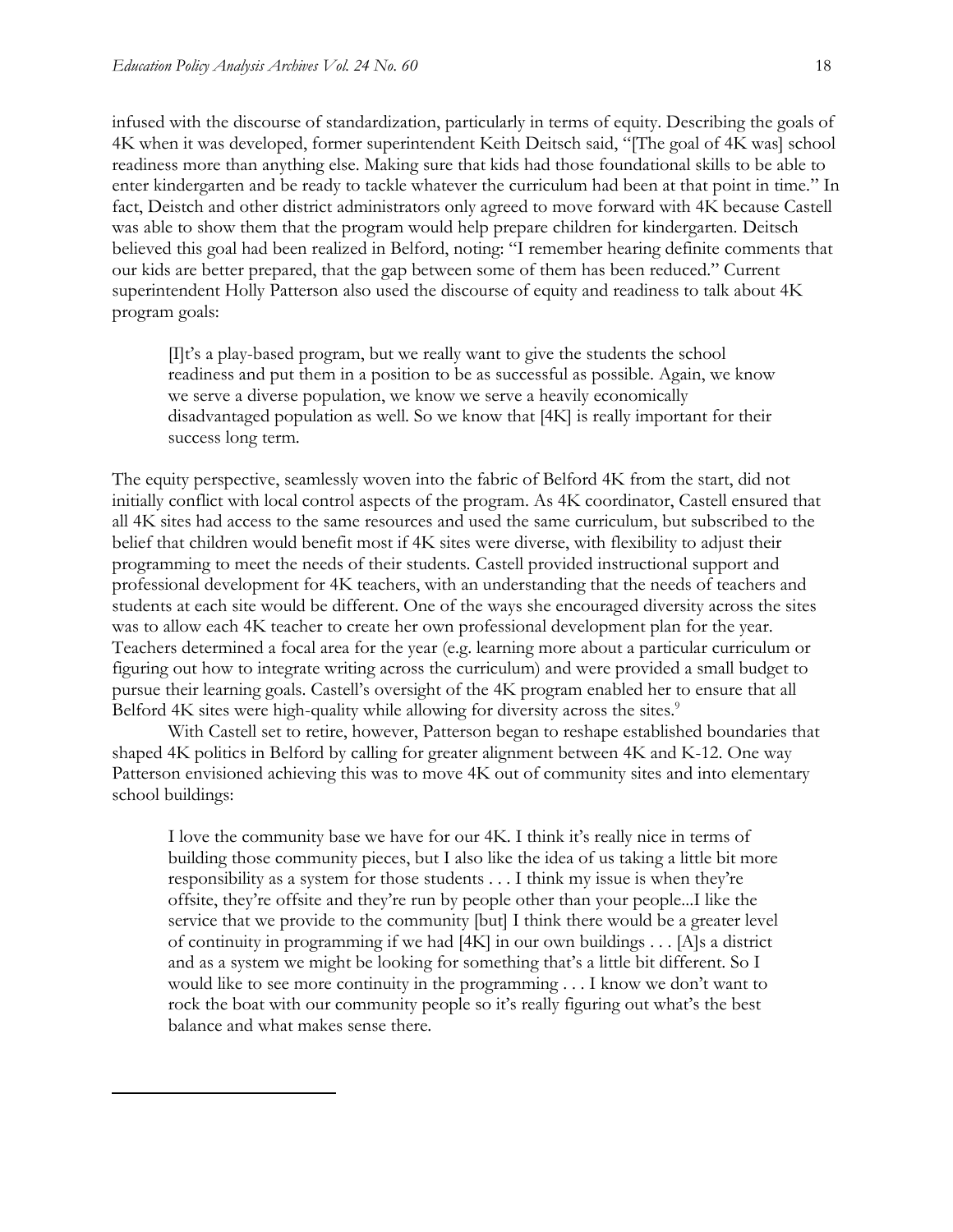infused with the discourse of standardization, particularly in terms of equity. Describing the goals of 4K when it was developed, former superintendent Keith Deitsch said, "[The goal of 4K was] school readiness more than anything else. Making sure that kids had those foundational skills to be able to enter kindergarten and be ready to tackle whatever the curriculum had been at that point in time." In fact, Deistch and other district administrators only agreed to move forward with 4K because Castell was able to show them that the program would help prepare children for kindergarten. Deitsch believed this goal had been realized in Belford, noting: "I remember hearing definite comments that our kids are better prepared, that the gap between some of them has been reduced." Current superintendent Holly Patterson also used the discourse of equity and readiness to talk about 4K program goals:

> [I]t's a play-based program, but we really want to give the students the school readiness and put them in a position to be as successful as possible. Again, we know we serve a diverse population, we know we serve a heavily economically disadvantaged population as well. So we know that [4K] is really important for their success long term.

The equity perspective, seamlessly woven into the fabric of Belford 4K from the start, did not initially conflict with local control aspects of the program. As 4K coordinator, Castell ensured that all 4K sites had access to the same resources and used the same curriculum, but subscribed to the belief that children would benefit most if 4K sites were diverse, with flexibility to adjust their programming to meet the needs of their students. Castell provided instructional support and professional development for 4K teachers, with an understanding that the needs of teachers and students at each site would be different. One of the ways she encouraged diversity across the sites was to allow each 4K teacher to create her own professional development plan for the year. Teachers determined a focal area for the year (e.g. learning more about a particular curriculum or figuring out how to integrate writing across the curriculum) and were provided a small budget to pursue their learning goals. Castell's oversight of the 4K program enabled her to ensure that all Belford 4K sites were high-quality while allowing for diversity across the sites.[9]

With Castell set to retire, however, Patterson began to reshape established boundaries that shaped 4K politics in Belford by calling for greater alignment between 4K and K-12. One way Patterson envisioned achieving this was to move 4K out of community sites and into elementary school buildings:

> I love the community base we have for our 4K. I think it's really nice in terms of building those community pieces, but I also like the idea of us taking a little bit more responsibility as a system for those students . . . I think my issue is when they're offsite, they're offsite and they're run by people other than your people...I like the service that we provide to the community [but] I think there would be a greater level of continuity in programming if we had [4K] in our own buildings . . . [A]s a district and as a system we might be looking for something that's a little bit different. So I would like to see more continuity in the programming . . . I know we don't want to rock the boat with our community people so it's really figuring out what's the best balance and what makes sense there.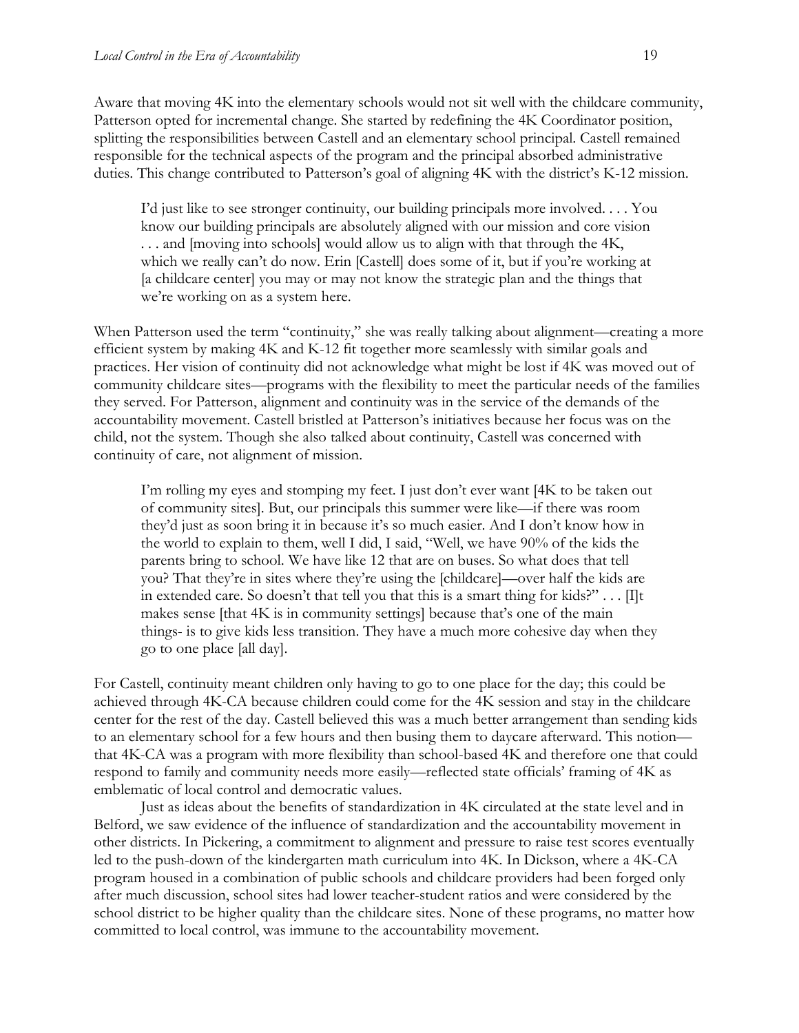Aware that moving 4K into the elementary schools would not sit well with the childcare community, Patterson opted for incremental change. She started by redefining the 4K Coordinator position, splitting the responsibilities between Castell and an elementary school principal. Castell remained responsible for the technical aspects of the program and the principal absorbed administrative duties. This change contributed to Patterson's goal of aligning 4K with the district's K-12 mission.

> I'd just like to see stronger continuity, our building principals more involved. . . . You know our building principals are absolutely aligned with our mission and core vision . . . and [moving into schools] would allow us to align with that through the 4K, which we really can't do now. Erin [Castell] does some of it, but if you're working at [a childcare center] you may or may not know the strategic plan and the things that we're working on as a system here.

When Patterson used the term "continuity," she was really talking about alignment—creating a more efficient system by making 4K and K-12 fit together more seamlessly with similar goals and practices. Her vision of continuity did not acknowledge what might be lost if 4K was moved out of community childcare sites—programs with the flexibility to meet the particular needs of the families they served. For Patterson, alignment and continuity was in the service of the demands of the accountability movement. Castell bristled at Patterson's initiatives because her focus was on the child, not the system. Though she also talked about continuity, Castell was concerned with continuity of care, not alignment of mission.

> I'm rolling my eyes and stomping my feet. I just don't ever want [4K to be taken out of community sites]. But, our principals this summer were like—if there was room they'd just as soon bring it in because it's so much easier. And I don't know how in the world to explain to them, well I did, I said, "Well, we have 90% of the kids the parents bring to school. We have like 12 that are on buses. So what does that tell you? That they're in sites where they're using the [childcare]—over half the kids are in extended care. So doesn't that tell you that this is a smart thing for kids?" . . . [I]t makes sense [that 4K is in community settings] because that's one of the main things- is to give kids less transition. They have a much more cohesive day when they go to one place [all day].

For Castell, continuity meant children only having to go to one place for the day; this could be achieved through 4K-CA because children could come for the 4K session and stay in the childcare center for the rest of the day. Castell believed this was a much better arrangement than sending kids to an elementary school for a few hours and then busing them to daycare afterward. This notion—that 4K-CA was a program with more flexibility than school-based 4K and therefore one that could respond to family and community needs more easily—reflected state officials' framing of 4K as emblematic of local control and democratic values.

Just as ideas about the benefits of standardization in 4K circulated at the state level and in Belford, we saw evidence of the influence of standardization and the accountability movement in other districts. In Pickering, a commitment to alignment and pressure to raise test scores eventually led to the push-down of the kindergarten math curriculum into 4K. In Dickson, where a 4K-CA program housed in a combination of public schools and childcare providers had been forged only after much discussion, school sites had lower teacher-student ratios and were considered by the school district to be higher quality than the childcare sites. None of these programs, no matter how committed to local control, was immune to the accountability movement.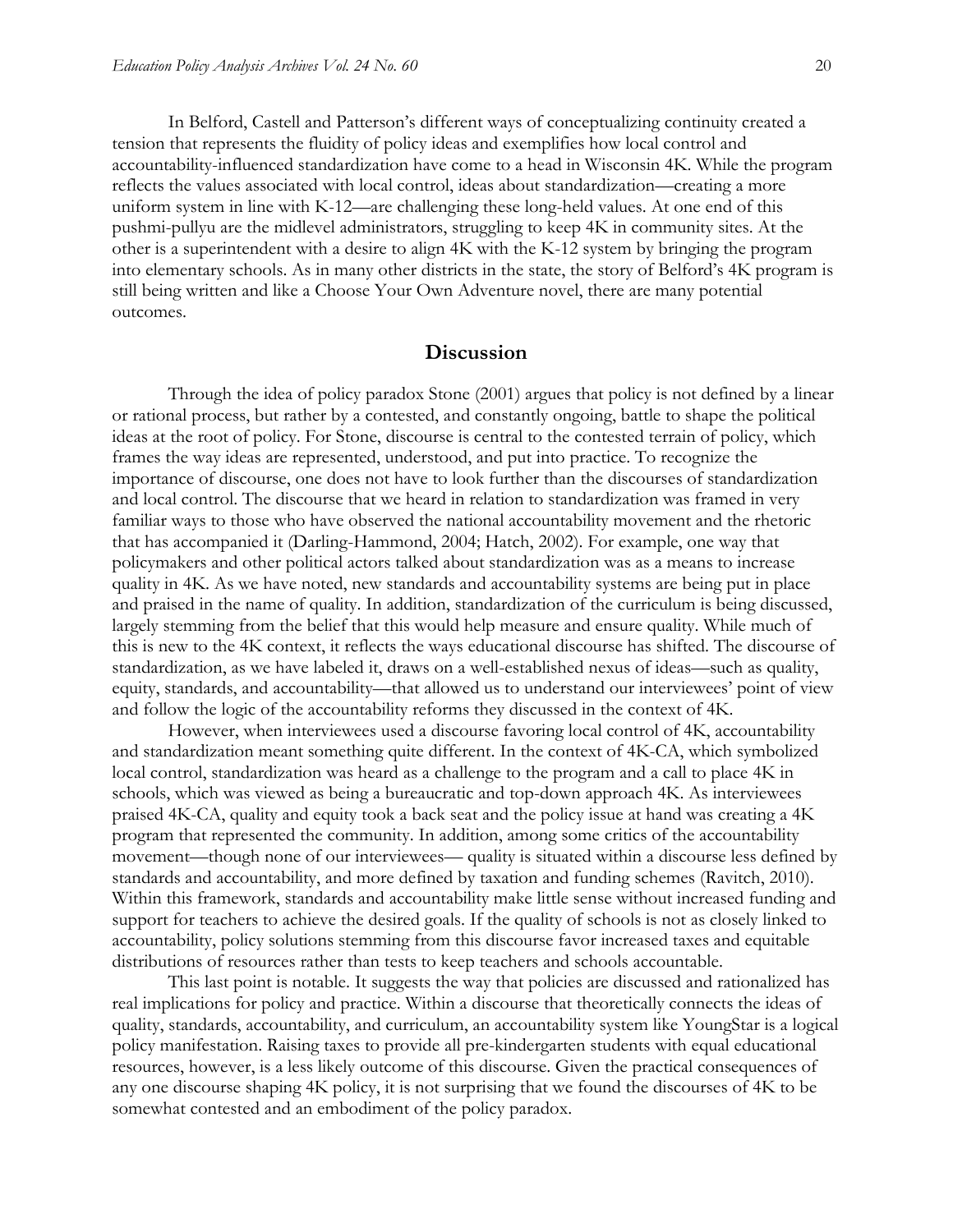In Belford, Castell and Patterson's different ways of conceptualizing continuity created a tension that represents the fluidity of policy ideas and exemplifies how local control and accountability-influenced standardization have come to a head in Wisconsin 4K. While the program reflects the values associated with local control, ideas about standardization—creating a more uniform system in line with K-12—are challenging these long-held values. At one end of this pushmi-pullyu are the midlevel administrators, struggling to keep 4K in community sites. At the other is a superintendent with a desire to align 4K with the K-12 system by bringing the program into elementary schools. As in many other districts in the state, the story of Belford's 4K program is still being written and like a Choose Your Own Adventure novel, there are many potential outcomes.

## Discussion

Through the idea of policy paradox Stone (2001) argues that policy is not defined by a linear or rational process, but rather by a contested, and constantly ongoing, battle to shape the political ideas at the root of policy. For Stone, discourse is central to the contested terrain of policy, which frames the way ideas are represented, understood, and put into practice. To recognize the importance of discourse, one does not have to look further than the discourses of standardization and local control. The discourse that we heard in relation to standardization was framed in very familiar ways to those who have observed the national accountability movement and the rhetoric that has accompanied it (Darling-Hammond, 2004; Hatch, 2002). For example, one way that policymakers and other political actors talked about standardization was as a means to increase quality in 4K. As we have noted, new standards and accountability systems are being put in place and praised in the name of quality. In addition, standardization of the curriculum is being discussed, largely stemming from the belief that this would help measure and ensure quality. While much of this is new to the 4K context, it reflects the ways educational discourse has shifted. The discourse of standardization, as we have labeled it, draws on a well-established nexus of ideas—such as quality, equity, standards, and accountability—that allowed us to understand our interviewees' point of view and follow the logic of the accountability reforms they discussed in the context of 4K.

However, when interviewees used a discourse favoring local control of 4K, accountability and standardization meant something quite different. In the context of 4K-CA, which symbolized local control, standardization was heard as a challenge to the program and a call to place 4K in schools, which was viewed as being a bureaucratic and top-down approach 4K. As interviewees praised 4K-CA, quality and equity took a back seat and the policy issue at hand was creating a 4K program that represented the community. In addition, among some critics of the accountability movement—though none of our interviewees— quality is situated within a discourse less defined by standards and accountability, and more defined by taxation and funding schemes (Ravitch, 2010). Within this framework, standards and accountability make little sense without increased funding and support for teachers to achieve the desired goals. If the quality of schools is not as closely linked to accountability, policy solutions stemming from this discourse favor increased taxes and equitable distributions of resources rather than tests to keep teachers and schools accountable.

This last point is notable. It suggests the way that policies are discussed and rationalized has real implications for policy and practice. Within a discourse that theoretically connects the ideas of quality, standards, accountability, and curriculum, an accountability system like YoungStar is a logical policy manifestation. Raising taxes to provide all pre-kindergarten students with equal educational resources, however, is a less likely outcome of this discourse. Given the practical consequences of any one discourse shaping 4K policy, it is not surprising that we found the discourses of 4K to be somewhat contested and an embodiment of the policy paradox.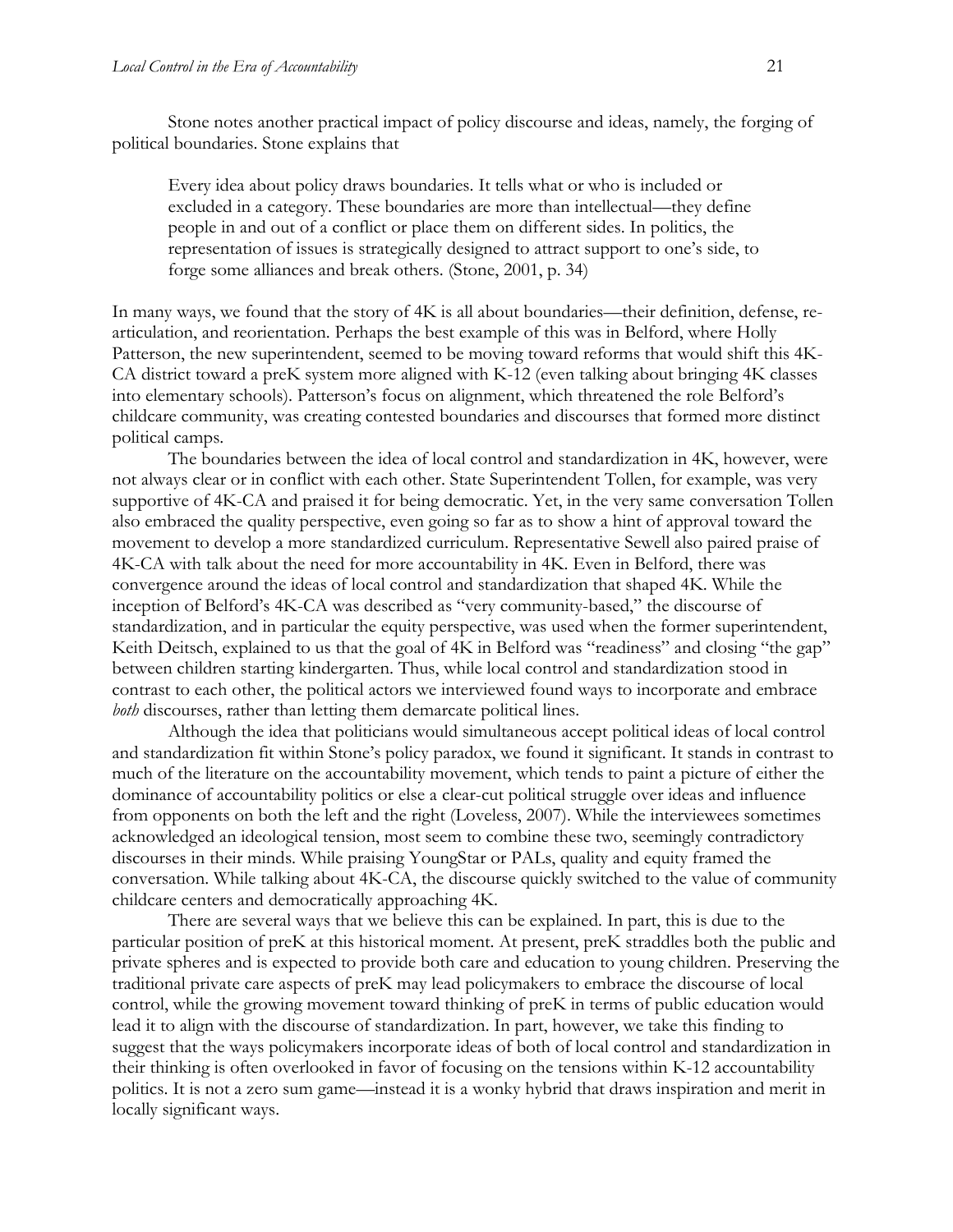Stone notes another practical impact of policy discourse and ideas, namely, the forging of political boundaries. Stone explains that

> Every idea about policy draws boundaries. It tells what or who is included or excluded in a category. These boundaries are more than intellectual—they define people in and out of a conflict or place them on different sides. In politics, the representation of issues is strategically designed to attract support to one's side, to forge some alliances and break others. (Stone, 2001, p. 34)

In many ways, we found that the story of 4K is all about boundaries—their definition, defense, re-articulation, and reorientation. Perhaps the best example of this was in Belford, where Holly Patterson, the new superintendent, seemed to be moving toward reforms that would shift this 4K-CA district toward a preK system more aligned with K-12 (even talking about bringing 4K classes into elementary schools). Patterson's focus on alignment, which threatened the role Belford's childcare community, was creating contested boundaries and discourses that formed more distinct political camps.

The boundaries between the idea of local control and standardization in 4K, however, were not always clear or in conflict with each other. State Superintendent Tollen, for example, was very supportive of 4K-CA and praised it for being democratic. Yet, in the very same conversation Tollen also embraced the quality perspective, even going so far as to show a hint of approval toward the movement to develop a more standardized curriculum. Representative Sewell also paired praise of 4K-CA with talk about the need for more accountability in 4K. Even in Belford, there was convergence around the ideas of local control and standardization that shaped 4K. While the inception of Belford's 4K-CA was described as "very community-based," the discourse of standardization, and in particular the equity perspective, was used when the former superintendent, Keith Deitsch, explained to us that the goal of 4K in Belford was "readiness" and closing "the gap" between children starting kindergarten. Thus, while local control and standardization stood in contrast to each other, the political actors we interviewed found ways to incorporate and embrace *both* discourses, rather than letting them demarcate political lines.

Although the idea that politicians would simultaneous accept political ideas of local control and standardization fit within Stone's policy paradox, we found it significant. It stands in contrast to much of the literature on the accountability movement, which tends to paint a picture of either the dominance of accountability politics or else a clear-cut political struggle over ideas and influence from opponents on both the left and the right (Loveless, 2007). While the interviewees sometimes acknowledged an ideological tension, most seem to combine these two, seemingly contradictory discourses in their minds. While praising YoungStar or PALs, quality and equity framed the conversation. While talking about 4K-CA, the discourse quickly switched to the value of community childcare centers and democratically approaching 4K.

There are several ways that we believe this can be explained. In part, this is due to the particular position of preK at this historical moment. At present, preK straddles both the public and private spheres and is expected to provide both care and education to young children. Preserving the traditional private care aspects of preK may lead policymakers to embrace the discourse of local control, while the growing movement toward thinking of preK in terms of public education would lead it to align with the discourse of standardization. In part, however, we take this finding to suggest that the ways policymakers incorporate ideas of both of local control and standardization in their thinking is often overlooked in favor of focusing on the tensions within K-12 accountability politics. It is not a zero sum game—instead it is a wonky hybrid that draws inspiration and merit in locally significant ways.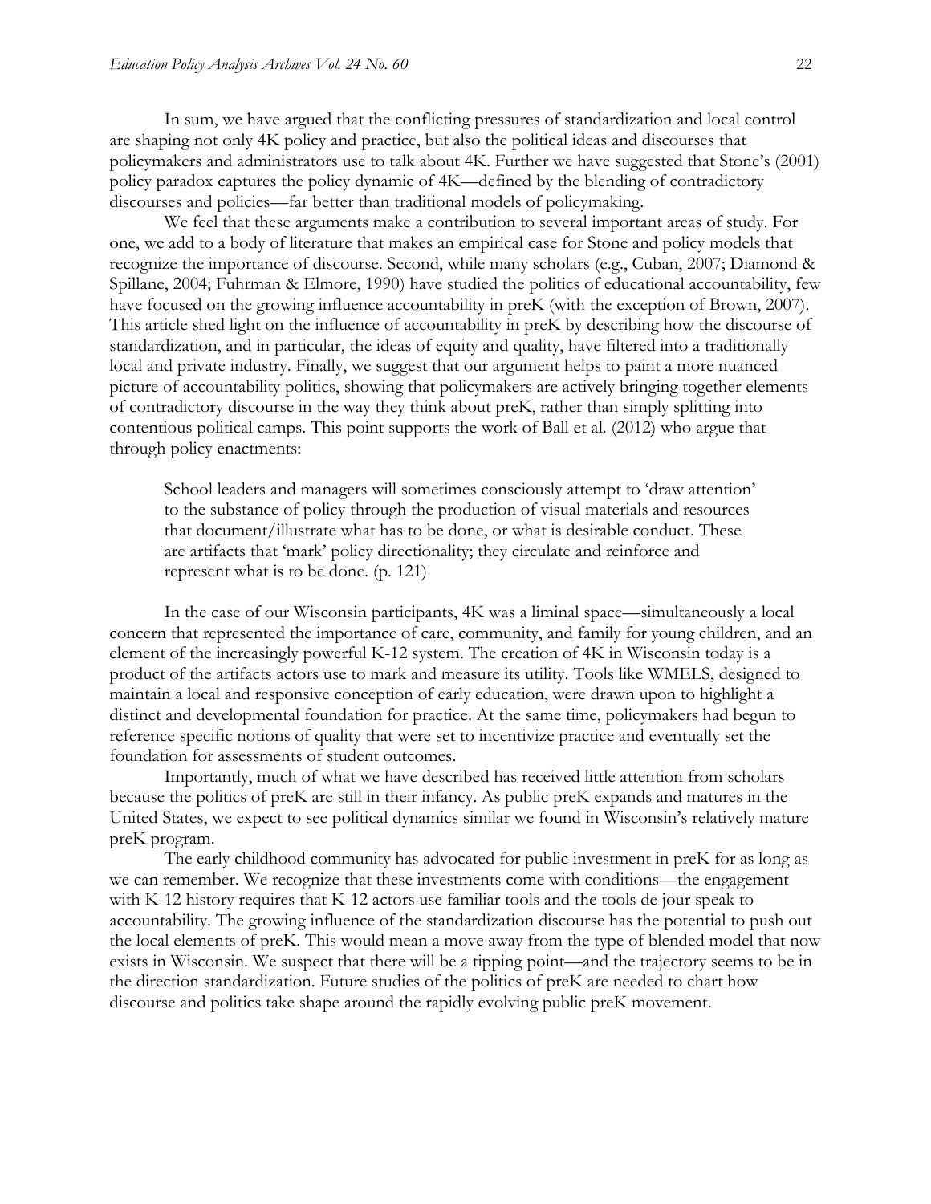In sum, we have argued that the conflicting pressures of standardization and local control are shaping not only 4K policy and practice, but also the political ideas and discourses that policymakers and administrators use to talk about 4K. Further we have suggested that Stone's (2001) policy paradox captures the policy dynamic of 4K—defined by the blending of contradictory discourses and policies—far better than traditional models of policymaking.

We feel that these arguments make a contribution to several important areas of study. For one, we add to a body of literature that makes an empirical case for Stone and policy models that recognize the importance of discourse. Second, while many scholars (e.g., Cuban, 2007; Diamond & Spillane, 2004; Fuhrman & Elmore, 1990) have studied the politics of educational accountability, few have focused on the growing influence accountability in preK (with the exception of Brown, 2007). This article shed light on the influence of accountability in preK by describing how the discourse of standardization, and in particular, the ideas of equity and quality, have filtered into a traditionally local and private industry. Finally, we suggest that our argument helps to paint a more nuanced picture of accountability politics, showing that policymakers are actively bringing together elements of contradictory discourse in the way they think about preK, rather than simply splitting into contentious political camps. This point supports the work of Ball et al. (2012) who argue that through policy enactments:

> School leaders and managers will sometimes consciously attempt to 'draw attention' to the substance of policy through the production of visual materials and resources that document/illustrate what has to be done, or what is desirable conduct. These are artifacts that 'mark' policy directionality; they circulate and reinforce and represent what is to be done. (p. 121)

In the case of our Wisconsin participants, 4K was a liminal space—simultaneously a local concern that represented the importance of care, community, and family for young children, and an element of the increasingly powerful K-12 system. The creation of 4K in Wisconsin today is a product of the artifacts actors use to mark and measure its utility. Tools like WMELS, designed to maintain a local and responsive conception of early education, were drawn upon to highlight a distinct and developmental foundation for practice. At the same time, policymakers had begun to reference specific notions of quality that were set to incentivize practice and eventually set the foundation for assessments of student outcomes.

Importantly, much of what we have described has received little attention from scholars because the politics of preK are still in their infancy. As public preK expands and matures in the United States, we expect to see political dynamics similar we found in Wisconsin's relatively mature preK program.

The early childhood community has advocated for public investment in preK for as long as we can remember. We recognize that these investments come with conditions—the engagement with K-12 history requires that K-12 actors use familiar tools and the tools de jour speak to accountability. The growing influence of the standardization discourse has the potential to push out the local elements of preK. This would mean a move away from the type of blended model that now exists in Wisconsin. We suspect that there will be a tipping point—and the trajectory seems to be in the direction standardization. Future studies of the politics of preK are needed to chart how discourse and politics take shape around the rapidly evolving public preK movement.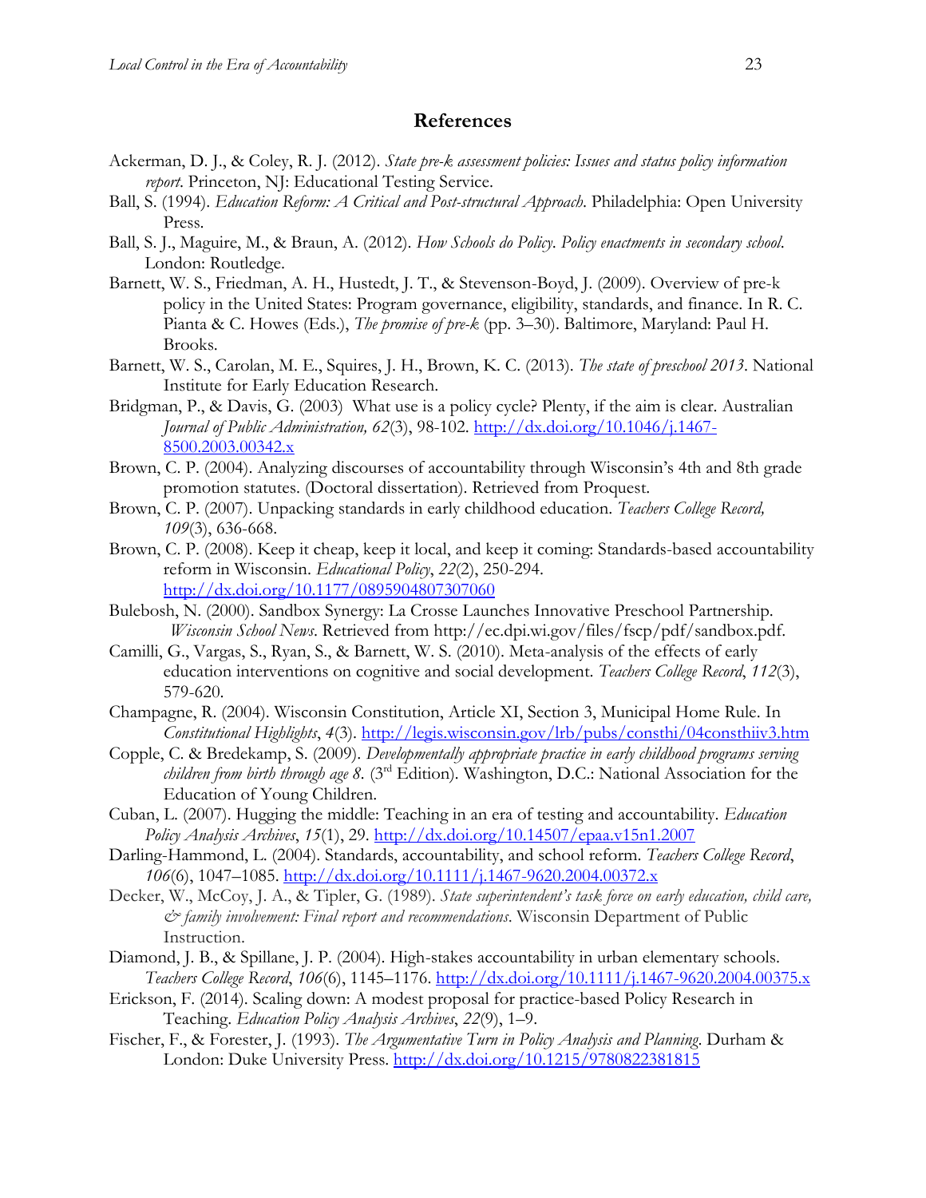## References

Ackerman, D. J., & Coley, R. J. (2012). *State pre-k assessment policies: Issues and status policy information report*. Princeton, NJ: Educational Testing Service.

Ball, S. (1994). *Education Reform: A Critical and Post-structural Approach*. Philadelphia: Open University Press.

Ball, S. J., Maguire, M., & Braun, A. (2012). *How Schools do Policy. Policy enactments in secondary school*. London: Routledge.

Barnett, W. S., Friedman, A. H., Hustedt, J. T., & Stevenson-Boyd, J. (2009). Overview of pre-k policy in the United States: Program governance, eligibility, standards, and finance. In R. C. Pianta & C. Howes (Eds.), *The promise of pre-k* (pp. 3–30). Baltimore, Maryland: Paul H. Brooks.

Barnett, W. S., Carolan, M. E., Squires, J. H., Brown, K. C. (2013). *The state of preschool 2013*. National Institute for Early Education Research.

Bridgman, P., & Davis, G. (2003) What use is a policy cycle? Plenty, if the aim is clear. Australian *Journal of Public Administration, 62*(3), 98-102. http://dx.doi.org/10.1046/j.1467-8500.2003.00342.x

Brown, C. P. (2004). Analyzing discourses of accountability through Wisconsin's 4th and 8th grade promotion statutes. (Doctoral dissertation). Retrieved from Proquest.

Brown, C. P. (2007). Unpacking standards in early childhood education. *Teachers College Record, 109*(3), 636-668.

Brown, C. P. (2008). Keep it cheap, keep it local, and keep it coming: Standards-based accountability reform in Wisconsin. *Educational Policy*, *22*(2), 250-294. http://dx.doi.org/10.1177/0895904807307060

Bulebosh, N. (2000). Sandbox Synergy: La Crosse Launches Innovative Preschool Partnership. *Wisconsin School News*. Retrieved from http://ec.dpi.wi.gov/files/fscp/pdf/sandbox.pdf.

Camilli, G., Vargas, S., Ryan, S., & Barnett, W. S. (2010). Meta-analysis of the effects of early education interventions on cognitive and social development. *Teachers College Record*, *112*(3), 579-620.

Champagne, R. (2004). Wisconsin Constitution, Article XI, Section 3, Municipal Home Rule. In *Constitutional Highlights*, *4*(3). http://legis.wisconsin.gov/lrb/pubs/consthi/04consthiiv3.htm

Copple, C. & Bredekamp, S. (2009). *Developmentally appropriate practice in early childhood programs serving children from birth through age 8*. (3rd Edition). Washington, D.C.: National Association for the Education of Young Children.

Cuban, L. (2007). Hugging the middle: Teaching in an era of testing and accountability. *Education Policy Analysis Archives*, *15*(1), 29. http://dx.doi.org/10.14507/epaa.v15n1.2007

Darling-Hammond, L. (2004). Standards, accountability, and school reform. *Teachers College Record*, *106*(6), 1047–1085. http://dx.doi.org/10.1111/j.1467-9620.2004.00372.x

Decker, W., McCoy, J. A., & Tipler, G. (1989). *State superintendent's task force on early education, child care, & family involvement: Final report and recommendations*. Wisconsin Department of Public Instruction.

Diamond, J. B., & Spillane, J. P. (2004). High-stakes accountability in urban elementary schools. *Teachers College Record*, *106*(6), 1145–1176. http://dx.doi.org/10.1111/j.1467-9620.2004.00375.x

Erickson, F. (2014). Scaling down: A modest proposal for practice-based Policy Research in Teaching. *Education Policy Analysis Archives*, *22*(9), 1–9.

Fischer, F., & Forester, J. (1993). *The Argumentative Turn in Policy Analysis and Planning*. Durham & London: Duke University Press. http://dx.doi.org/10.1215/9780822381815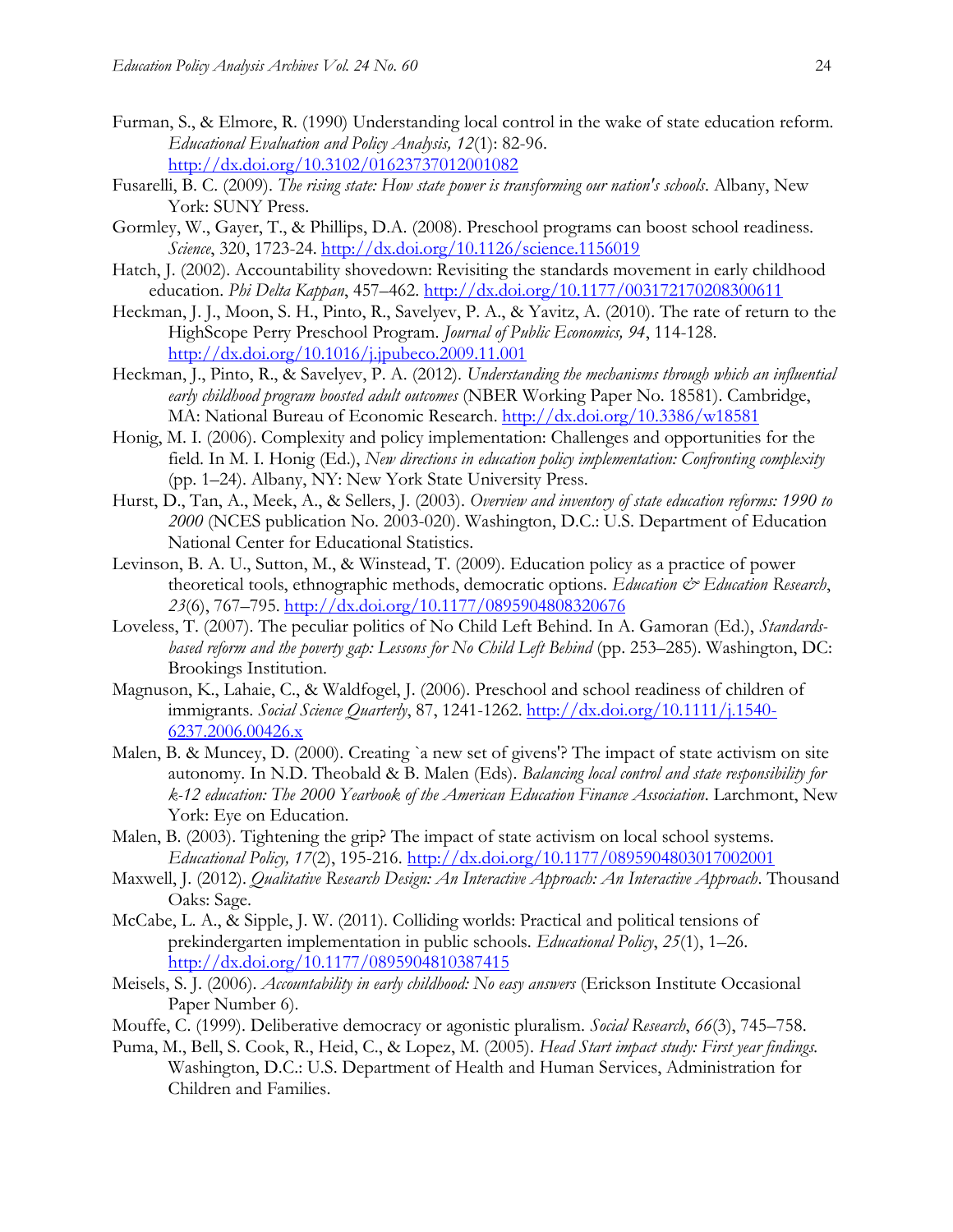Furman, S., & Elmore, R. (1990) Understanding local control in the wake of state education reform. *Educational Evaluation and Policy Analysis, 12*(1): 82-96. http://dx.doi.org/10.3102/01623737012001082

Fusarelli, B. C. (2009). *The rising state: How state power is transforming our nation's schools*. Albany, New York: SUNY Press.

Gormley, W., Gayer, T., & Phillips, D.A. (2008). Preschool programs can boost school readiness. *Science*, 320, 1723-24. http://dx.doi.org/10.1126/science.1156019

Hatch, J. (2002). Accountability shovedown: Revisiting the standards movement in early childhood education. *Phi Delta Kappan*, 457–462. http://dx.doi.org/10.1177/003172170208300611

Heckman, J. J., Moon, S. H., Pinto, R., Savelyev, P. A., & Yavitz, A. (2010). The rate of return to the HighScope Perry Preschool Program. *Journal of Public Economics, 94*, 114-128. http://dx.doi.org/10.1016/j.jpubeco.2009.11.001

Heckman, J., Pinto, R., & Savelyev, P. A. (2012). *Understanding the mechanisms through which an influential early childhood program boosted adult outcomes* (NBER Working Paper No. 18581). Cambridge, MA: National Bureau of Economic Research. http://dx.doi.org/10.3386/w18581

Honig, M. I. (2006). Complexity and policy implementation: Challenges and opportunities for the field. In M. I. Honig (Ed.), *New directions in education policy implementation: Confronting complexity* (pp. 1–24). Albany, NY: New York State University Press.

Hurst, D., Tan, A., Meek, A., & Sellers, J. (2003). *Overview and inventory of state education reforms: 1990 to 2000* (NCES publication No. 2003-020). Washington, D.C.: U.S. Department of Education National Center for Educational Statistics.

Levinson, B. A. U., Sutton, M., & Winstead, T. (2009). Education policy as a practice of power theoretical tools, ethnographic methods, democratic options. *Education & Education Research*, *23*(6), 767–795. http://dx.doi.org/10.1177/0895904808320676

Loveless, T. (2007). The peculiar politics of No Child Left Behind. In A. Gamoran (Ed.), *Standards-based reform and the poverty gap: Lessons for No Child Left Behind* (pp. 253–285). Washington, DC: Brookings Institution.

Magnuson, K., Lahaie, C., & Waldfogel, J. (2006). Preschool and school readiness of children of immigrants. *Social Science Quarterly*, 87, 1241-1262. http://dx.doi.org/10.1111/j.1540-6237.2006.00426.x

Malen, B. & Muncey, D. (2000). Creating `a new set of givens'? The impact of state activism on site autonomy. In N.D. Theobald & B. Malen (Eds). *Balancing local control and state responsibility for k-12 education: The 2000 Yearbook of the American Education Finance Association*. Larchmont, New York: Eye on Education.

Malen, B. (2003). Tightening the grip? The impact of state activism on local school systems. *Educational Policy, 17*(2), 195-216. http://dx.doi.org/10.1177/0895904803017002001

Maxwell, J. (2012). *Qualitative Research Design: An Interactive Approach: An Interactive Approach*. Thousand Oaks: Sage.

McCabe, L. A., & Sipple, J. W. (2011). Colliding worlds: Practical and political tensions of prekindergarten implementation in public schools. *Educational Policy*, *25*(1), 1–26. http://dx.doi.org/10.1177/0895904810387415

Meisels, S. J. (2006). *Accountability in early childhood: No easy answers* (Erickson Institute Occasional Paper Number 6).

Mouffe, C. (1999). Deliberative democracy or agonistic pluralism. *Social Research*, *66*(3), 745–758.

Puma, M., Bell, S. Cook, R., Heid, C., & Lopez, M. (2005). *Head Start impact study: First year findings.* Washington, D.C.: U.S. Department of Health and Human Services, Administration for Children and Families.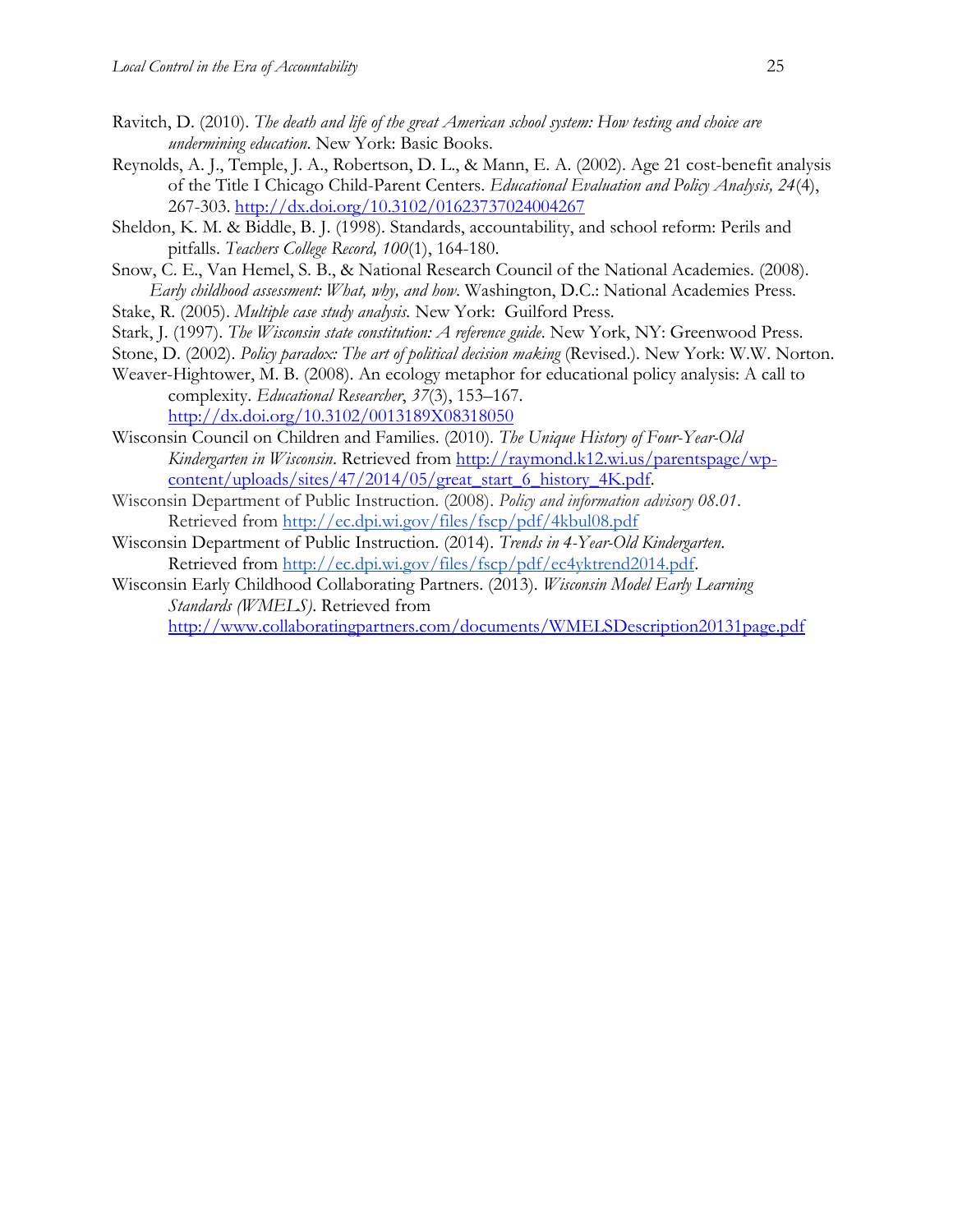Ravitch, D. (2010). *The death and life of the great American school system: How testing and choice are undermining education*. New York: Basic Books.

Reynolds, A. J., Temple, J. A., Robertson, D. L., & Mann, E. A. (2002). Age 21 cost-benefit analysis of the Title I Chicago Child-Parent Centers. *Educational Evaluation and Policy Analysis, 24*(4), 267-303. http://dx.doi.org/10.3102/01623737024004267

Sheldon, K. M. & Biddle, B. J. (1998). Standards, accountability, and school reform: Perils and pitfalls. *Teachers College Record, 100*(1), 164-180.

Snow, C. E., Van Hemel, S. B., & National Research Council of the National Academies. (2008). *Early childhood assessment: What, why, and how*. Washington, D.C.: National Academies Press.

Stake, R. (2005). *Multiple case study analysis*. New York: Guilford Press.

Stark, J. (1997). *The Wisconsin state constitution: A reference guide*. New York, NY: Greenwood Press.

Stone, D. (2002). *Policy paradox: The art of political decision making* (Revised.). New York: W.W. Norton.

Weaver-Hightower, M. B. (2008). An ecology metaphor for educational policy analysis: A call to complexity. *Educational Researcher*, *37*(3), 153–167. http://dx.doi.org/10.3102/0013189X08318050

Wisconsin Council on Children and Families. (2010). *The Unique History of Four-Year-Old Kindergarten in Wisconsin*. Retrieved from http://raymond.k12.wi.us/parentspage/wp-content/uploads/sites/47/2014/05/great_start_6_history_4K.pdf.

Wisconsin Department of Public Instruction. (2008). *Policy and information advisory 08.01*. Retrieved from http://ec.dpi.wi.gov/files/fscp/pdf/4kbul08.pdf

Wisconsin Department of Public Instruction. (2014). *Trends in 4-Year-Old Kindergarten*. Retrieved from http://ec.dpi.wi.gov/files/fscp/pdf/ec4yktrend2014.pdf.

Wisconsin Early Childhood Collaborating Partners. (2013). *Wisconsin Model Early Learning Standards (WMELS)*. Retrieved from http://www.collaboratingpartners.com/documents/WMELSDescription20131page.pdf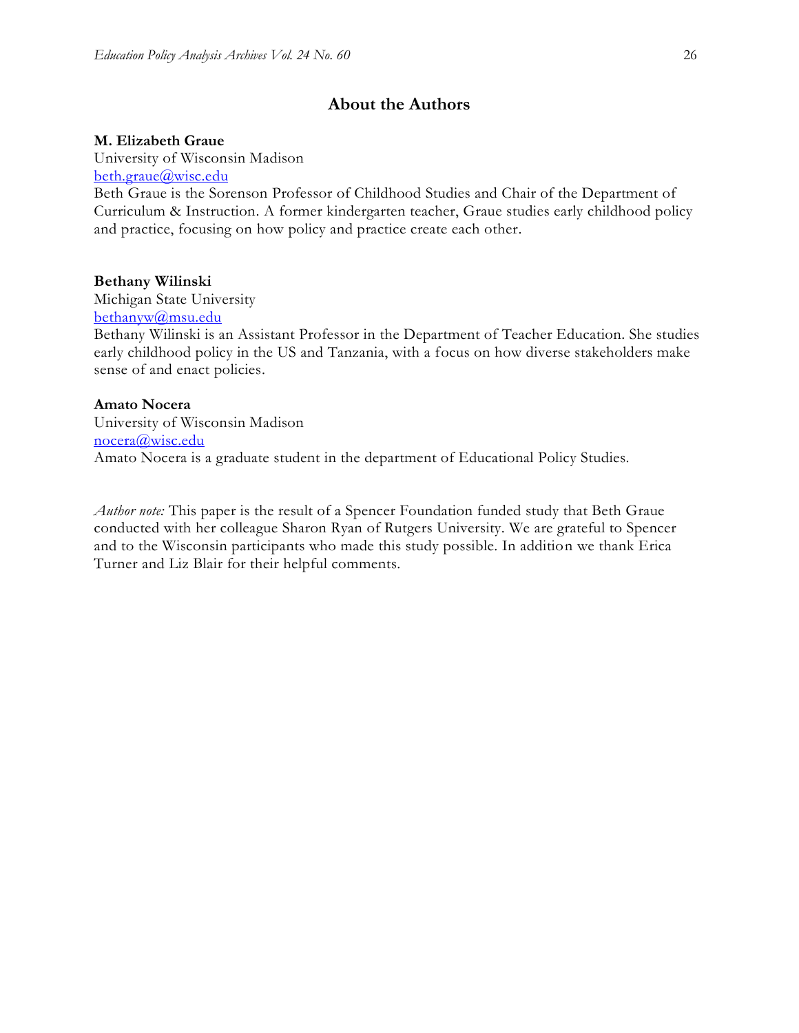## About the Authors

**M. Elizabeth Graue**
University of Wisconsin Madison
beth.graue@wisc.edu
Beth Graue is the Sorenson Professor of Childhood Studies and Chair of the Department of Curriculum & Instruction. A former kindergarten teacher, Graue studies early childhood policy and practice, focusing on how policy and practice create each other.

**Bethany Wilinski**
Michigan State University
bethanyw@msu.edu
Bethany Wilinski is an Assistant Professor in the Department of Teacher Education. She studies early childhood policy in the US and Tanzania, with a focus on how diverse stakeholders make sense of and enact policies.

**Amato Nocera**
University of Wisconsin Madison
nocera@wisc.edu
Amato Nocera is a graduate student in the department of Educational Policy Studies.

*Author note:* This paper is the result of a Spencer Foundation funded study that Beth Graue conducted with her colleague Sharon Ryan of Rutgers University. We are grateful to Spencer and to the Wisconsin participants who made this study possible. In addition we thank Erica Turner and Liz Blair for their helpful comments.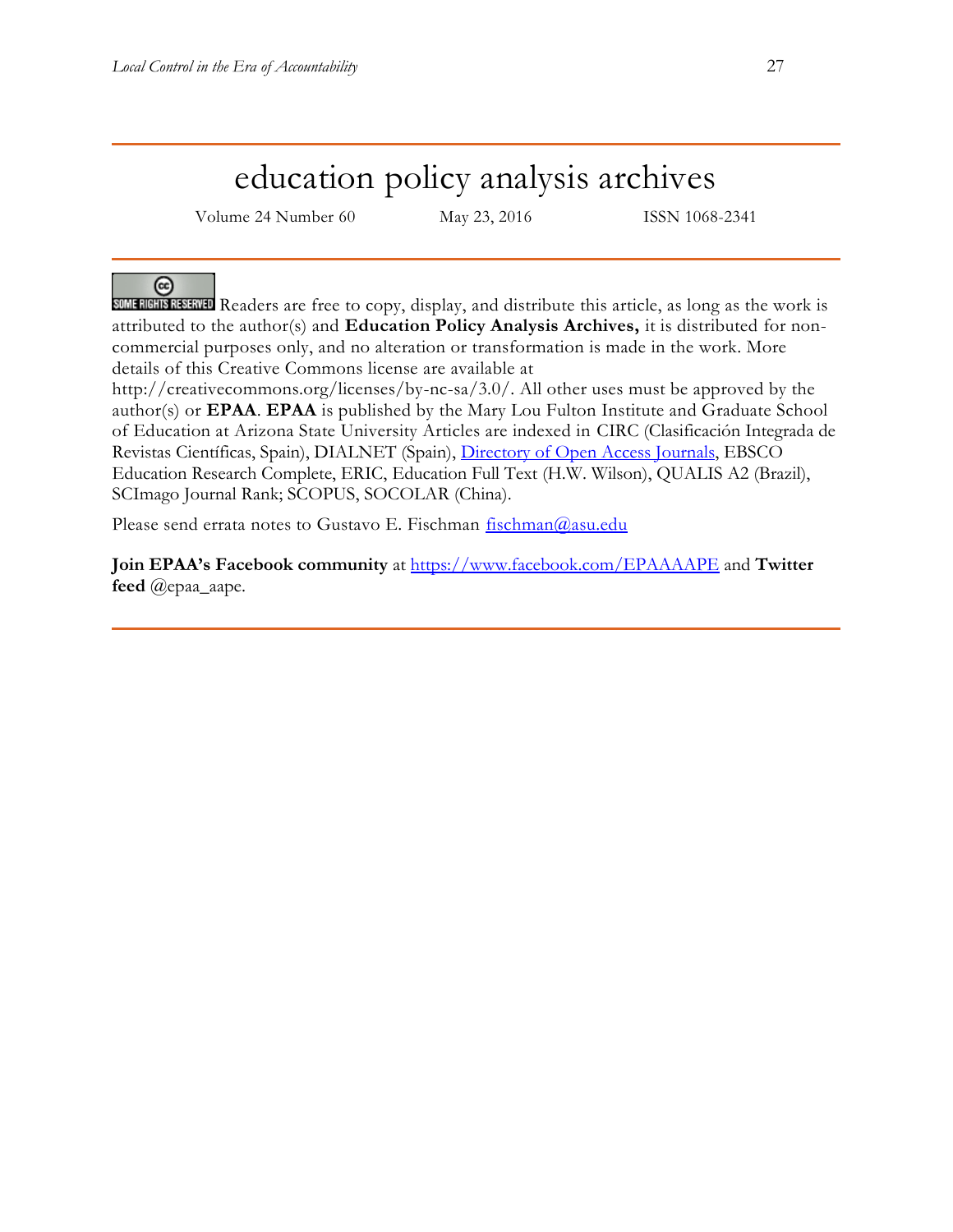# education policy analysis archives

Volume 24 Number 60 May 23, 2016 ISSN 1068-2341

SOME RIGHTS RESERVED Readers are free to copy, display, and distribute this article, as long as the work is attributed to the author(s) and **Education Policy Analysis Archives,** it is distributed for non-commercial purposes only, and no alteration or transformation is made in the work. More details of this Creative Commons license are available at http://creativecommons.org/licenses/by-nc-sa/3.0/. All other uses must be approved by the author(s) or **EPAA**. **EPAA** is published by the Mary Lou Fulton Institute and Graduate School of Education at Arizona State University Articles are indexed in CIRC (Clasificación Integrada de Revistas Científicas, Spain), DIALNET (Spain), Directory of Open Access Journals, EBSCO Education Research Complete, ERIC, Education Full Text (H.W. Wilson), QUALIS A2 (Brazil), SCImago Journal Rank; SCOPUS, SOCOLAR (China).

Please send errata notes to Gustavo E. Fischman fischman@asu.edu

**Join EPAA's Facebook community** at https://www.facebook.com/EPAAAAPE and **Twitter feed** @epaa_aape.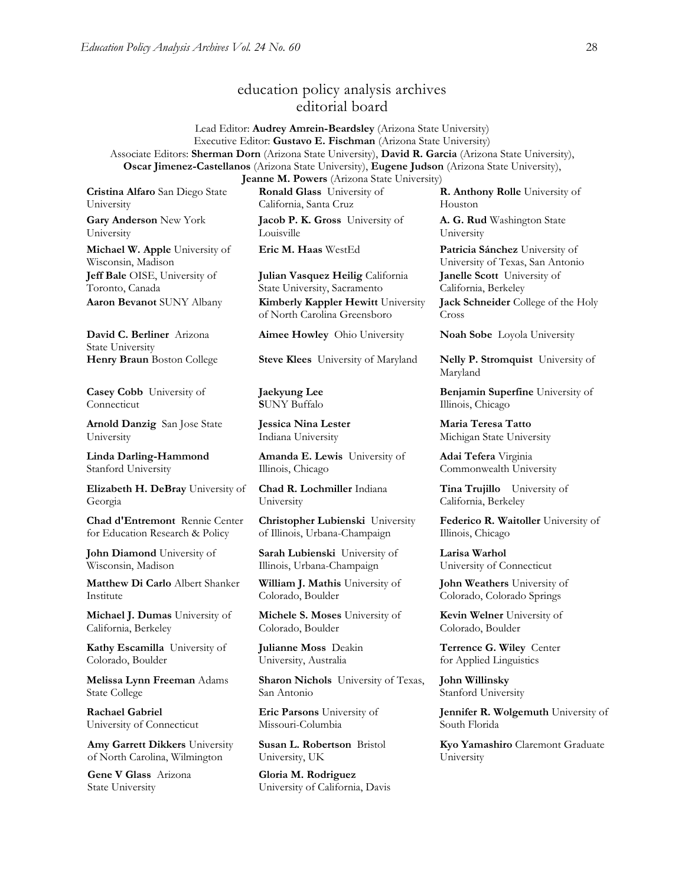# education policy analysis archives editorial board

Lead Editor: **Audrey Amrein-Beardsley** (Arizona State University)
Executive Editor: **Gustavo E. Fischman** (Arizona State University)
Associate Editors: **Sherman Dorn** (Arizona State University), **David R. Garcia** (Arizona State University), **Oscar Jimenez-Castellanos** (Arizona State University), **Eugene Judson** (Arizona State University), **Jeanne M. Powers** (Arizona State University)

**Cristina Alfaro** San Diego State University

**Gary Anderson** New York University

**Michael W. Apple** University of Wisconsin, Madison

**Jeff Bale** OISE, University of Toronto, Canada

**Aaron Bevanot** SUNY Albany

**David C. Berliner** Arizona State University

**Henry Braun** Boston College

**Casey Cobb** University of Connecticut

**Arnold Danzig** San Jose State University

**Linda Darling-Hammond** Stanford University

**Elizabeth H. DeBray** University of Georgia

**Chad d'Entremont** Rennie Center for Education Research & Policy

**John Diamond** University of Wisconsin, Madison

**Matthew Di Carlo** Albert Shanker Institute

**Michael J. Dumas** University of California, Berkeley

**Kathy Escamilla** University of Colorado, Boulder

**Melissa Lynn Freeman** Adams State College

**Rachael Gabriel** University of Connecticut

**Amy Garrett Dikkers** University of North Carolina, Wilmington

**Gene V Glass** Arizona State University

**Ronald Glass** University of California, Santa Cruz

**Jacob P. K. Gross** University of Louisville

**Eric M. Haas** WestEd

**Julian Vasquez Heilig** California State University, Sacramento

**Kimberly Kappler Hewitt** University of North Carolina Greensboro

**Aimee Howley** Ohio University

**Steve Klees** University of Maryland

**Jaekyung Lee** SUNY Buffalo

**Jessica Nina Lester** Indiana University

**Amanda E. Lewis** University of Illinois, Chicago

**Chad R. Lochmiller** Indiana University

**Christopher Lubienski** University of Illinois, Urbana-Champaign

**Sarah Lubienski** University of Illinois, Urbana-Champaign

**William J. Mathis** University of Colorado, Boulder

**Michele S. Moses** University of Colorado, Boulder

**Julianne Moss** Deakin University, Australia

**Sharon Nichols** University of Texas, San Antonio

**Eric Parsons** University of Missouri-Columbia

**Susan L. Robertson** Bristol University, UK

**Gloria M. Rodriguez** University of California, Davis

**R. Anthony Rolle** University of Houston

**A. G. Rud** Washington State University

**Patricia Sánchez** University of University of Texas, San Antonio

**Janelle Scott** University of California, Berkeley

**Jack Schneider** College of the Holy Cross

**Noah Sobe** Loyola University

**Nelly P. Stromquist** University of Maryland

**Benjamin Superfine** University of Illinois, Chicago

**Maria Teresa Tatto** Michigan State University

**Adai Tefera** Virginia Commonwealth University

**Tina Trujillo** University of California, Berkeley

**Federico R. Waitoller** University of Illinois, Chicago

**Larisa Warhol** University of Connecticut

**John Weathers** University of Colorado, Colorado Springs

**Kevin Welner** University of Colorado, Boulder

**Terrence G. Wiley** Center for Applied Linguistics

**John Willinsky** Stanford University

**Jennifer R. Wolgemuth** University of South Florida

**Kyo Yamashiro** Claremont Graduate University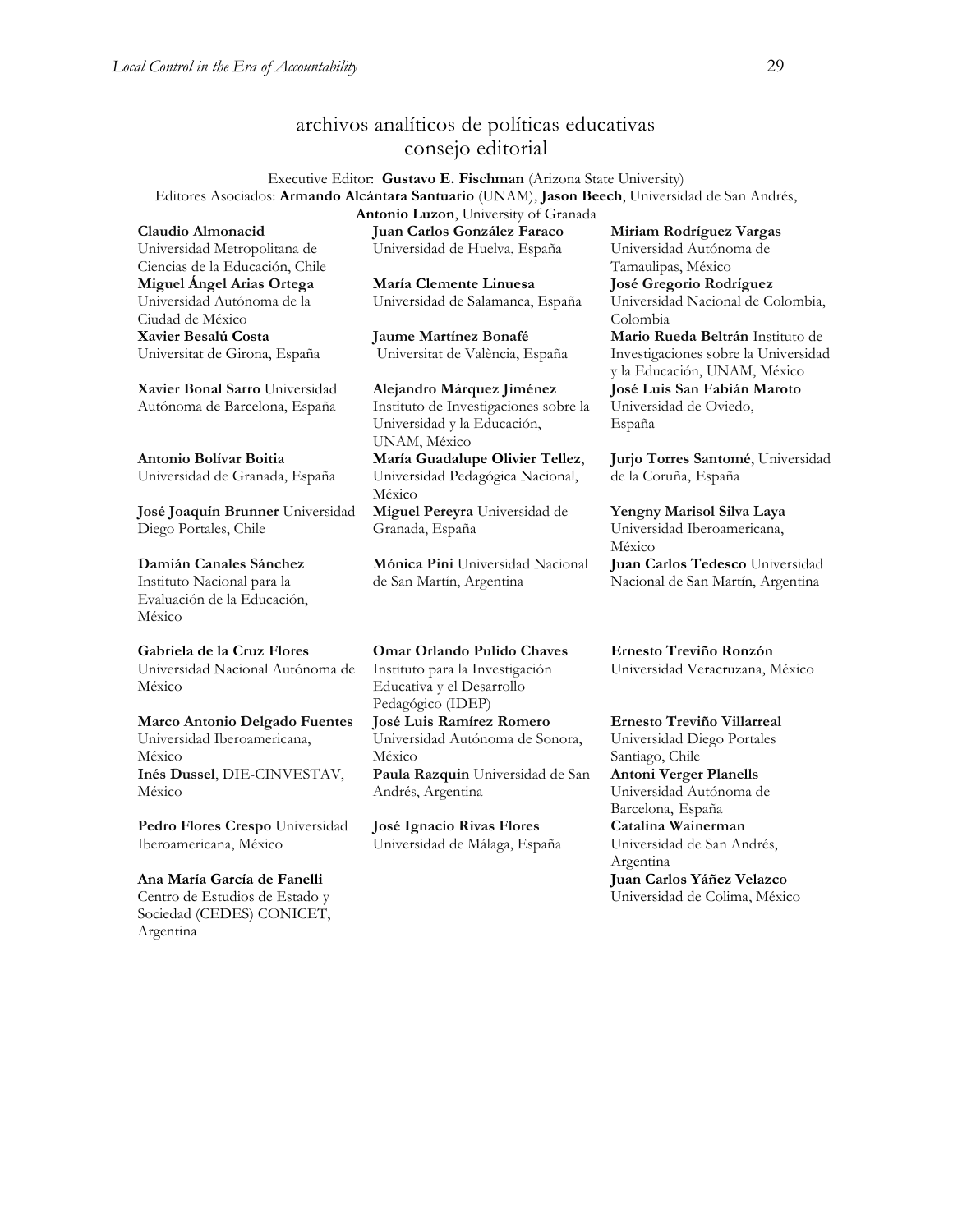## archivos analíticos de políticas educativas
## consejo editorial

Executive Editor: **Gustavo E. Fischman** (Arizona State University)
Editores Asociados: **Armando Alcántara Santuario** (UNAM), **Jason Beech**, Universidad de San Andrés, **Antonio Luzon**, University of Granada

**Claudio Almonacid**
Universidad Metropolitana de Ciencias de la Educación, Chile

**Miguel Ángel Arias Ortega**
Universidad Autónoma de la Ciudad de México

**Xavier Besalú Costa**
Universitat de Girona, España

**Xavier Bonal Sarro** Universidad Autónoma de Barcelona, España

**Antonio Bolívar Boitia**
Universidad de Granada, España

**José Joaquín Brunner** Universidad Diego Portales, Chile

**Damián Canales Sánchez**
Instituto Nacional para la Evaluación de la Educación, México

**Gabriela de la Cruz Flores**
Universidad Nacional Autónoma de México

**Marco Antonio Delgado Fuentes**
Universidad Iberoamericana, México

**Inés Dussel**, DIE-CINVESTAV, México

**Pedro Flores Crespo** Universidad Iberoamericana, México

**Ana María García de Fanelli**
Centro de Estudios de Estado y Sociedad (CEDES) CONICET, Argentina

**Juan Carlos González Faraco**
Universidad de Huelva, España

**María Clemente Linuesa**
Universidad de Salamanca, España

**Jaume Martínez Bonafé**
Universitat de València, España

**Alejandro Márquez Jiménez**
Instituto de Investigaciones sobre la Universidad y la Educación, UNAM, México

**María Guadalupe Olivier Tellez**, Universidad Pedagógica Nacional, México

**Miguel Pereyra** Universidad de Granada, España

**Mónica Pini** Universidad Nacional de San Martín, Argentina

**Omar Orlando Pulido Chaves**
Instituto para la Investigación Educativa y el Desarrollo Pedagógico (IDEP)

**José Luis Ramírez Romero**
Universidad Autónoma de Sonora, México

**Paula Razquin** Universidad de San Andrés, Argentina

**José Ignacio Rivas Flores**
Universidad de Málaga, España

**Miriam Rodríguez Vargas**
Universidad Autónoma de Tamaulipas, México

**José Gregorio Rodríguez**
Universidad Nacional de Colombia, Colombia

**Mario Rueda Beltrán** Instituto de Investigaciones sobre la Universidad y la Educación, UNAM, México

**José Luis San Fabián Maroto**
Universidad de Oviedo, España

**Jurjo Torres Santomé**, Universidad de la Coruña, España

**Yengny Marisol Silva Laya**
Universidad Iberoamericana, México

**Juan Carlos Tedesco** Universidad Nacional de San Martín, Argentina

**Ernesto Treviño Ronzón**
Universidad Veracruzana, México

**Ernesto Treviño Villarreal**
Universidad Diego Portales Santiago, Chile

**Antoni Verger Planells**
Universidad Autónoma de Barcelona, España

**Catalina Wainerman**
Universidad de San Andrés, Argentina

**Juan Carlos Yáñez Velazco**
Universidad de Colima, México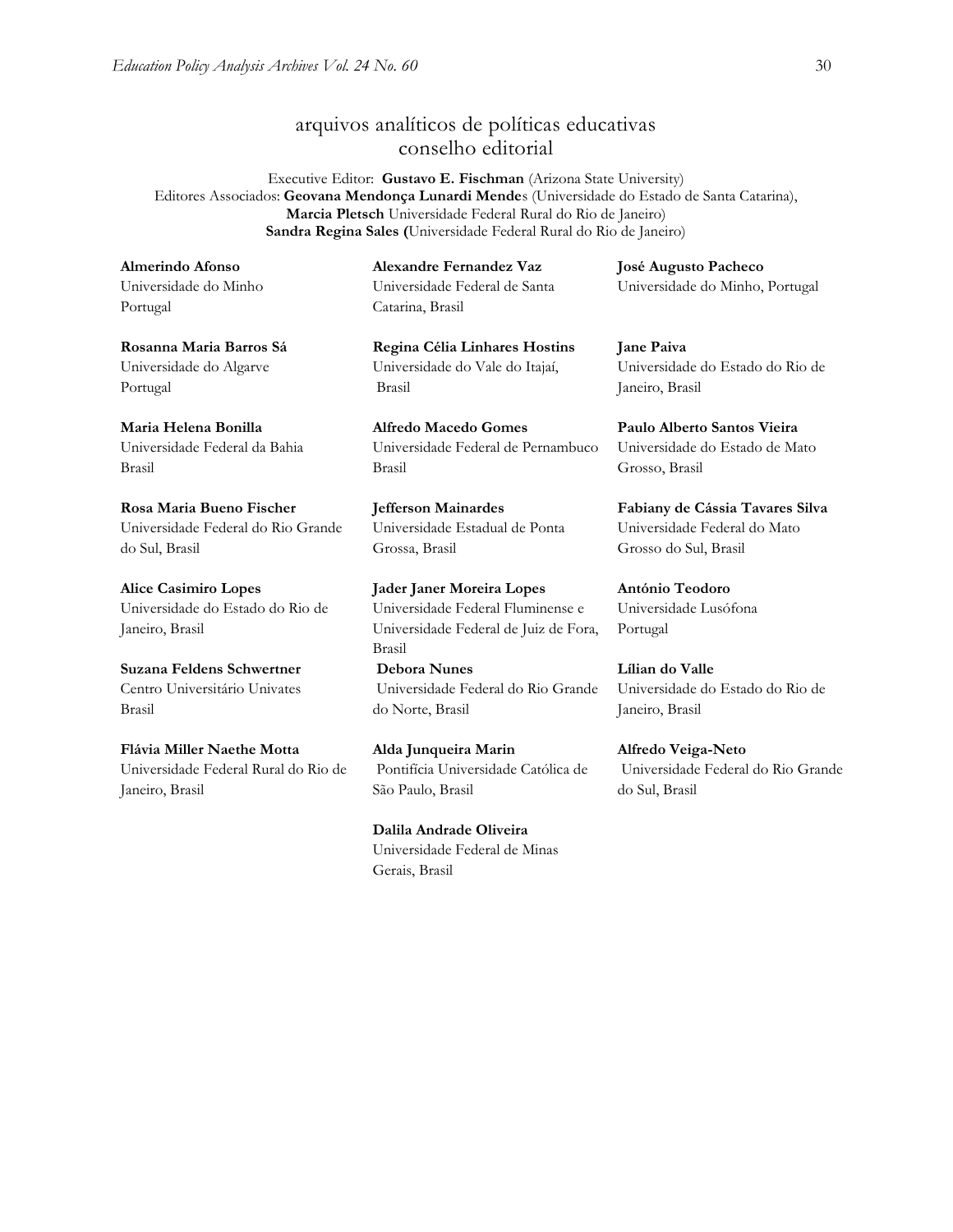## arquivos analíticos de políticas educativas
## conselho editorial

Executive Editor: **Gustavo E. Fischman** (Arizona State University)
Editores Associados: **Geovana Mendonça Lunardi Mende**s (Universidade do Estado de Santa Catarina),
**Marcia Pletsch** Universidade Federal Rural do Rio de Janeiro)
**Sandra Regina Sales (**Universidade Federal Rural do Rio de Janeiro)

**Almerindo Afonso**
Universidade do Minho
Portugal

**Rosanna Maria Barros Sá**
Universidade do Algarve
Portugal

**Maria Helena Bonilla**
Universidade Federal da Bahia
Brasil

**Rosa Maria Bueno Fischer**
Universidade Federal do Rio Grande do Sul, Brasil

**Alice Casimiro Lopes**
Universidade do Estado do Rio de Janeiro, Brasil

**Suzana Feldens Schwertner**
Centro Universitário Univates
Brasil

**Flávia Miller Naethe Motta**
Universidade Federal Rural do Rio de Janeiro, Brasil

**Alexandre Fernandez Vaz**
Universidade Federal de Santa Catarina, Brasil

**Regina Célia Linhares Hostins**
Universidade do Vale do Itajaí, Brasil

**Alfredo Macedo Gomes**
Universidade Federal de Pernambuco
Brasil

**Jefferson Mainardes**
Universidade Estadual de Ponta Grossa, Brasil

**Jader Janer Moreira Lopes**
Universidade Federal Fluminense e Universidade Federal de Juiz de Fora, Brasil

**Debora Nunes**
Universidade Federal do Rio Grande do Norte, Brasil

**Alda Junqueira Marin**
Pontifícia Universidade Católica de São Paulo, Brasil

**Dalila Andrade Oliveira**
Universidade Federal de Minas Gerais, Brasil

**José Augusto Pacheco**
Universidade do Minho, Portugal

**Jane Paiva**
Universidade do Estado do Rio de Janeiro, Brasil

**Paulo Alberto Santos Vieira**
Universidade do Estado de Mato Grosso, Brasil

**Fabiany de Cássia Tavares Silva**
Universidade Federal do Mato Grosso do Sul, Brasil

**António Teodoro**
Universidade Lusófona
Portugal

**Lílian do Valle**
Universidade do Estado do Rio de Janeiro, Brasil

**Alfredo Veiga-Neto**
Universidade Federal do Rio Grande do Sul, Brasil